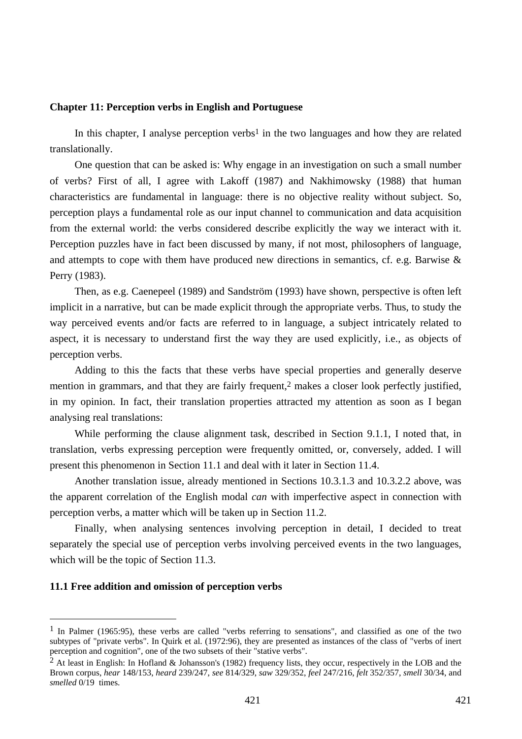## Chapter 11: Perception verbs in English and Portuguese

In this chapter, I analyse perception verbs[1] in the two languages and how they are related translationally.

One question that can be asked is: Why engage in an investigation on such a small number of verbs? First of all, I agree with Lakoff (1987) and Nakhimowsky (1988) that human characteristics are fundamental in language: there is no objective reality without subject. So, perception plays a fundamental role as our input channel to communication and data acquisition from the external world: the verbs considered describe explicitly the way we interact with it. Perception puzzles have in fact been discussed by many, if not most, philosophers of language, and attempts to cope with them have produced new directions in semantics, cf. e.g. Barwise & Perry (1983).

Then, as e.g. Caenepeel (1989) and Sandström (1993) have shown, perspective is often left implicit in a narrative, but can be made explicit through the appropriate verbs. Thus, to study the way perceived events and/or facts are referred to in language, a subject intricately related to aspect, it is necessary to understand first the way they are used explicitly, i.e., as objects of perception verbs.

Adding to this the facts that these verbs have special properties and generally deserve mention in grammars, and that they are fairly frequent,[2] makes a closer look perfectly justified, in my opinion. In fact, their translation properties attracted my attention as soon as I began analysing real translations:

While performing the clause alignment task, described in Section 9.1.1, I noted that, in translation, verbs expressing perception were frequently omitted, or, conversely, added. I will present this phenomenon in Section 11.1 and deal with it later in Section 11.4.

Another translation issue, already mentioned in Sections 10.3.1.3 and 10.3.2.2 above, was the apparent correlation of the English modal *can* with imperfective aspect in connection with perception verbs, a matter which will be taken up in Section 11.2.

Finally, when analysing sentences involving perception in detail, I decided to treat separately the special use of perception verbs involving perceived events in the two languages, which will be the topic of Section 11.3.

### 11.1 Free addition and omission of perception verbs

---

[1] In Palmer (1965:95), these verbs are called "verbs referring to sensations", and classified as one of the two subtypes of "private verbs". In Quirk et al. (1972:96), they are presented as instances of the class of "verbs of inert perception and cognition", one of the two subsets of their "stative verbs".

[2] At least in English: In Hofland & Johansson's (1982) frequency lists, they occur, respectively in the LOB and the Brown corpus, *hear* 148/153, *heard* 239/247, *see* 814/329, *saw* 329/352, *feel* 247/216, *felt* 352/357, *smell* 30/34, and *smelled* 0/19 times.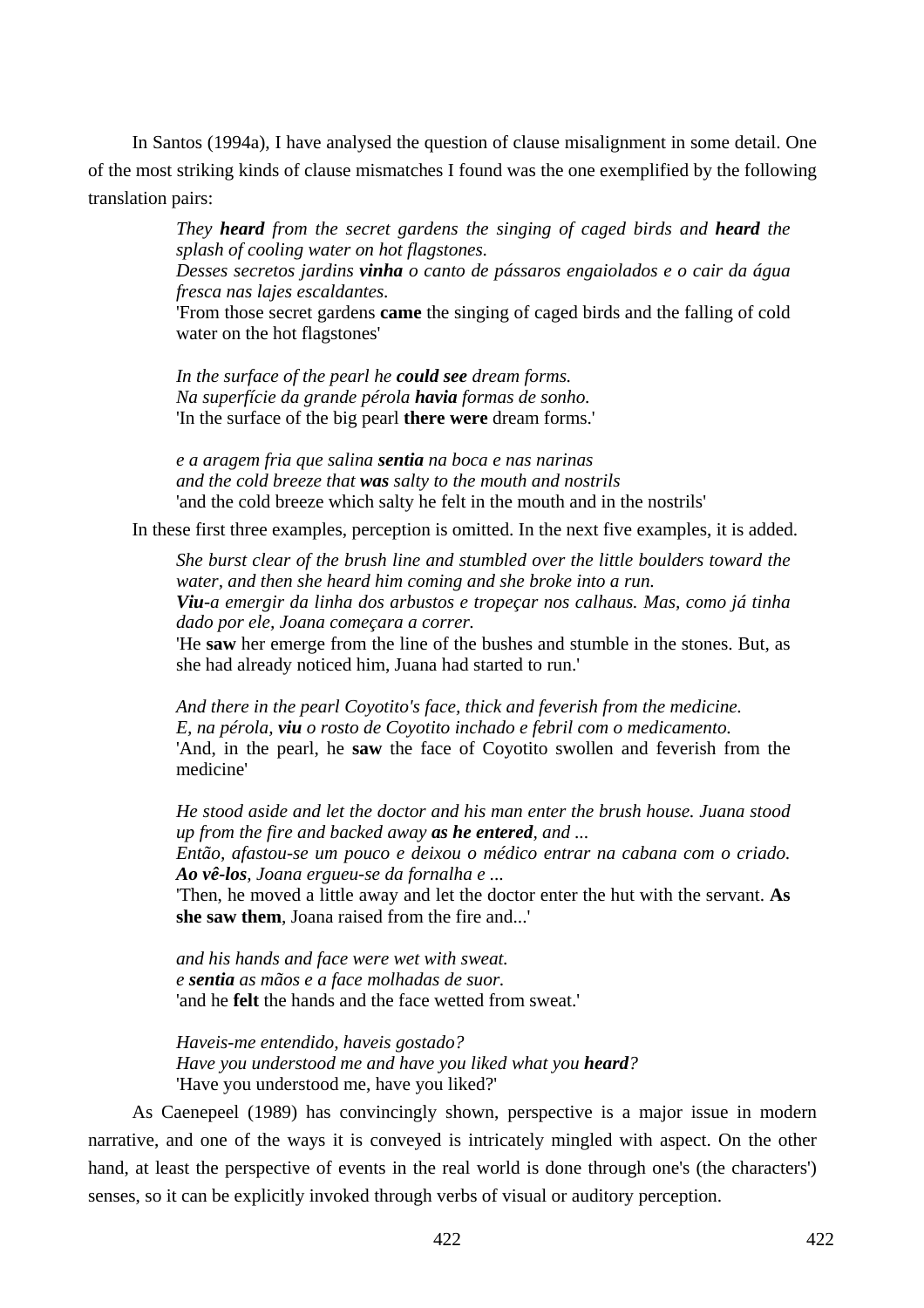In Santos (1994a), I have analysed the question of clause misalignment in some detail. One of the most striking kinds of clause mismatches I found was the one exemplified by the following translation pairs:

> *They* ***heard*** *from the secret gardens the singing of caged birds and* ***heard*** *the splash of cooling water on hot flagstones.*
> *Desses secretos jardins* ***vinha*** *o canto de pássaros engaiolados e o cair da água fresca nas lajes escaldantes.*
> 'From those secret gardens **came** the singing of caged birds and the falling of cold water on the hot flagstones'
>
> *In the surface of the pearl he* ***could see*** *dream forms.*
> *Na superfície da grande pérola* ***havia*** *formas de sonho.*
> 'In the surface of the big pearl **there were** dream forms.'
>
> *e a aragem fria que salina* ***sentia*** *na boca e nas narinas*
> *and the cold breeze that* ***was*** *salty to the mouth and nostrils*
> 'and the cold breeze which salty he felt in the mouth and in the nostrils'

In these first three examples, perception is omitted. In the next five examples, it is added.

> *She burst clear of the brush line and stumbled over the little boulders toward the water, and then she heard him coming and she broke into a run.*
> ***Viu****-a emergir da linha dos arbustos e tropeçar nos calhaus. Mas, como já tinha dado por ele, Joana começara a correr.*
> 'He **saw** her emerge from the line of the bushes and stumble in the stones. But, as she had already noticed him, Juana had started to run.'
>
> *And there in the pearl Coyotito's face, thick and feverish from the medicine.*
> *E, na pérola,* ***viu*** *o rosto de Coyotito inchado e febril com o medicamento.*
> 'And, in the pearl, he **saw** the face of Coyotito swollen and feverish from the medicine'
>
> *He stood aside and let the doctor and his man enter the brush house. Juana stood up from the fire and backed away* ***as he entered****, and ...*
> *Então, afastou-se um pouco e deixou o médico entrar na cabana com o criado.* ***Ao vê-los****, Joana ergueu-se da fornalha e ...*
> 'Then, he moved a little away and let the doctor enter the hut with the servant. **As she saw them**, Joana raised from the fire and...'
>
> *and his hands and face were wet with sweat.*
> *e* ***sentia*** *as mãos e a face molhadas de suor.*
> 'and he **felt** the hands and the face wetted from sweat.'
>
> *Haveis-me entendido, haveis gostado?*
> *Have you understood me and have you liked what you* ***heard****?*
> 'Have you understood me, have you liked?'

As Caenepeel (1989) has convincingly shown, perspective is a major issue in modern narrative, and one of the ways it is conveyed is intricately mingled with aspect. On the other hand, at least the perspective of events in the real world is done through one's (the characters') senses, so it can be explicitly invoked through verbs of visual or auditory perception.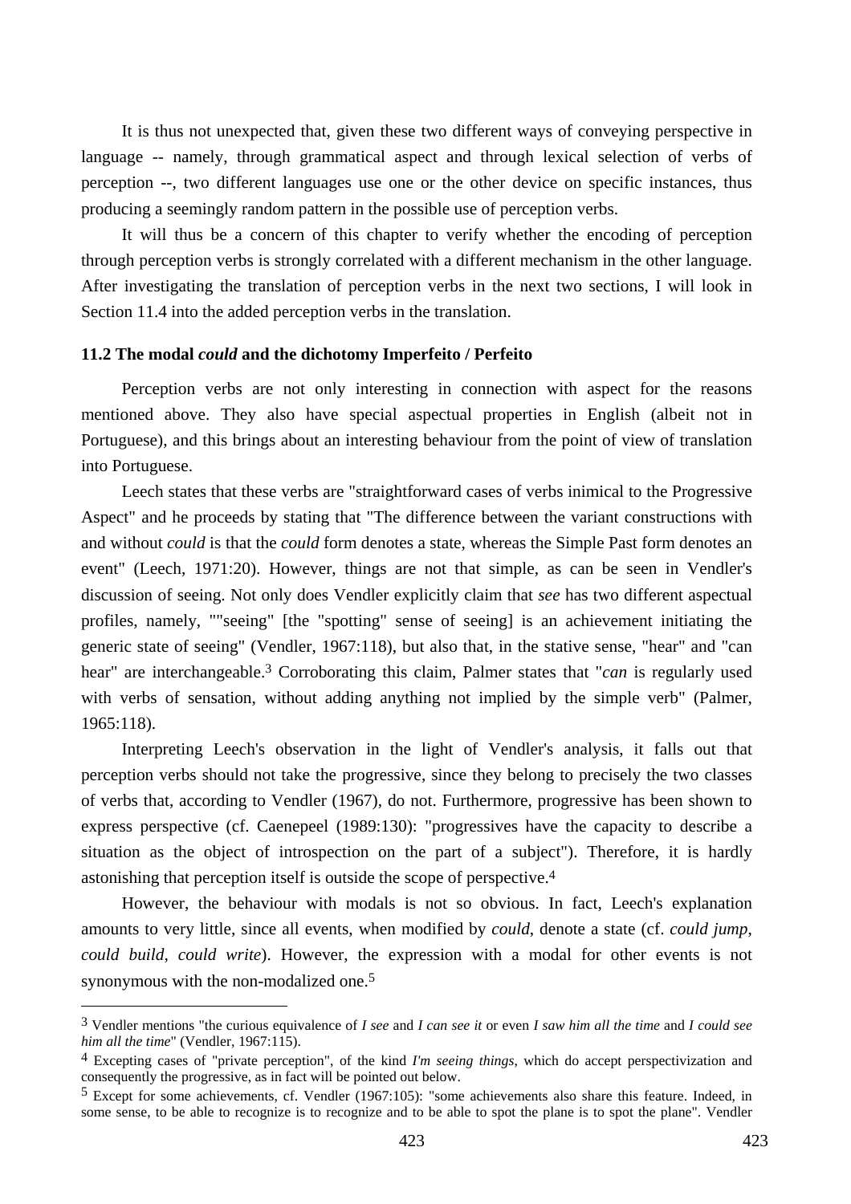It is thus not unexpected that, given these two different ways of conveying perspective in language -- namely, through grammatical aspect and through lexical selection of verbs of perception --, two different languages use one or the other device on specific instances, thus producing a seemingly random pattern in the possible use of perception verbs.

It will thus be a concern of this chapter to verify whether the encoding of perception through perception verbs is strongly correlated with a different mechanism in the other language. After investigating the translation of perception verbs in the next two sections, I will look in Section 11.4 into the added perception verbs in the translation.

### 11.2 The modal *could* and the dichotomy Imperfeito / Perfeito

Perception verbs are not only interesting in connection with aspect for the reasons mentioned above. They also have special aspectual properties in English (albeit not in Portuguese), and this brings about an interesting behaviour from the point of view of translation into Portuguese.

Leech states that these verbs are "straightforward cases of verbs inimical to the Progressive Aspect" and he proceeds by stating that "The difference between the variant constructions with and without *could* is that the *could* form denotes a state, whereas the Simple Past form denotes an event" (Leech, 1971:20). However, things are not that simple, as can be seen in Vendler's discussion of seeing. Not only does Vendler explicitly claim that *see* has two different aspectual profiles, namely, ""seeing" [the "spotting" sense of seeing] is an achievement initiating the generic state of seeing" (Vendler, 1967:118), but also that, in the stative sense, "hear" and "can hear" are interchangeable.[3] Corroborating this claim, Palmer states that "*can* is regularly used with verbs of sensation, without adding anything not implied by the simple verb" (Palmer, 1965:118).

Interpreting Leech's observation in the light of Vendler's analysis, it falls out that perception verbs should not take the progressive, since they belong to precisely the two classes of verbs that, according to Vendler (1967), do not. Furthermore, progressive has been shown to express perspective (cf. Caenepeel (1989:130): "progressives have the capacity to describe a situation as the object of introspection on the part of a subject"). Therefore, it is hardly astonishing that perception itself is outside the scope of perspective.[4]

However, the behaviour with modals is not so obvious. In fact, Leech's explanation amounts to very little, since all events, when modified by *could*, denote a state (cf. *could jump*, *could build*, *could write*). However, the expression with a modal for other events is not synonymous with the non-modalized one.[5]

---

[3] Vendler mentions "the curious equivalence of *I see* and *I can see it* or even *I saw him all the time* and *I could see him all the time*" (Vendler, 1967:115).

[4] Excepting cases of "private perception", of the kind *I'm seeing things*, which do accept perspectivization and consequently the progressive, as in fact will be pointed out below.

[5] Except for some achievements, cf. Vendler (1967:105): "some achievements also share this feature. Indeed, in some sense, to be able to recognize is to recognize and to be able to spot the plane is to spot the plane". Vendler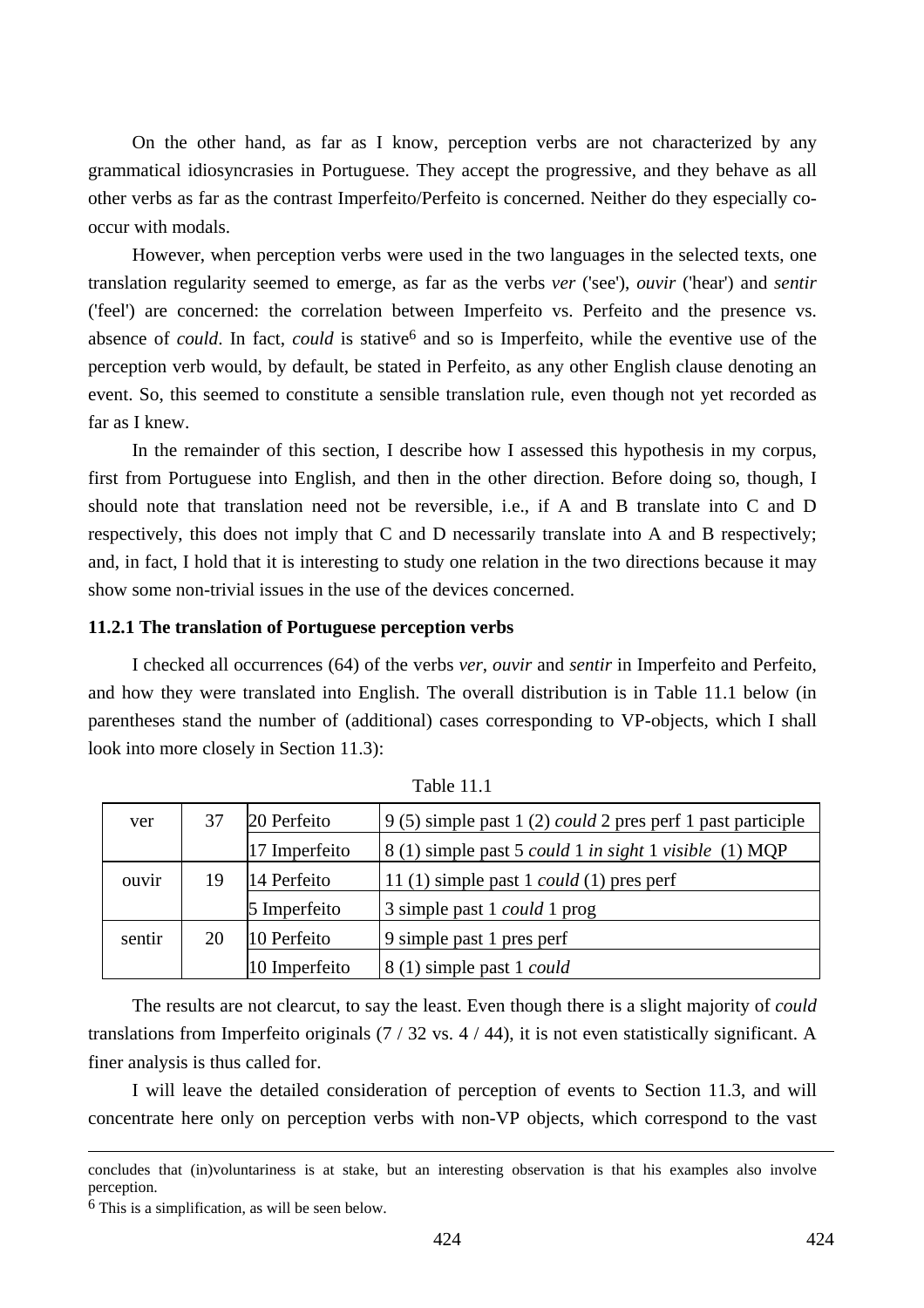On the other hand, as far as I know, perception verbs are not characterized by any grammatical idiosyncrasies in Portuguese. They accept the progressive, and they behave as all other verbs as far as the contrast Imperfeito/Perfeito is concerned. Neither do they especially co-occur with modals.

However, when perception verbs were used in the two languages in the selected texts, one translation regularity seemed to emerge, as far as the verbs *ver* ('see'), *ouvir* ('hear') and *sentir* ('feel') are concerned: the correlation between Imperfeito vs. Perfeito and the presence vs. absence of *could*. In fact, *could* is stative[6] and so is Imperfeito, while the eventive use of the perception verb would, by default, be stated in Perfeito, as any other English clause denoting an event. So, this seemed to constitute a sensible translation rule, even though not yet recorded as far as I knew.

In the remainder of this section, I describe how I assessed this hypothesis in my corpus, first from Portuguese into English, and then in the other direction. Before doing so, though, I should note that translation need not be reversible, i.e., if A and B translate into C and D respectively, this does not imply that C and D necessarily translate into A and B respectively; and, in fact, I hold that it is interesting to study one relation in the two directions because it may show some non-trivial issues in the use of the devices concerned.

### 11.2.1 The translation of Portuguese perception verbs

I checked all occurrences (64) of the verbs *ver*, *ouvir* and *sentir* in Imperfeito and Perfeito, and how they were translated into English. The overall distribution is in Table 11.1 below (in parentheses stand the number of (additional) cases corresponding to VP-objects, which I shall look into more closely in Section 11.3):

Table 11.1

| | | | |
|---|---|---|---|
| ver | 37 | 20 Perfeito | 9 (5) simple past 1 (2) *could* 2 pres perf 1 past participle |
| | | 17 Imperfeito | 8 (1) simple past 5 *could* 1 *in sight* 1 *visible* (1) MQP |
| ouvir | 19 | 14 Perfeito | 11 (1) simple past 1 *could* (1) pres perf |
| | | 5 Imperfeito | 3 simple past 1 *could* 1 prog |
| sentir | 20 | 10 Perfeito | 9 simple past 1 pres perf |
| | | 10 Imperfeito | 8 (1) simple past 1 *could* |

The results are not clearcut, to say the least. Even though there is a slight majority of *could* translations from Imperfeito originals (7 / 32 vs. 4 / 44), it is not even statistically significant. A finer analysis is thus called for.

I will leave the detailed consideration of perception of events to Section 11.3, and will concentrate here only on perception verbs with non-VP objects, which correspond to the vast

---

concludes that (in)voluntariness is at stake, but an interesting observation is that his examples also involve perception.

[6] This is a simplification, as will be seen below.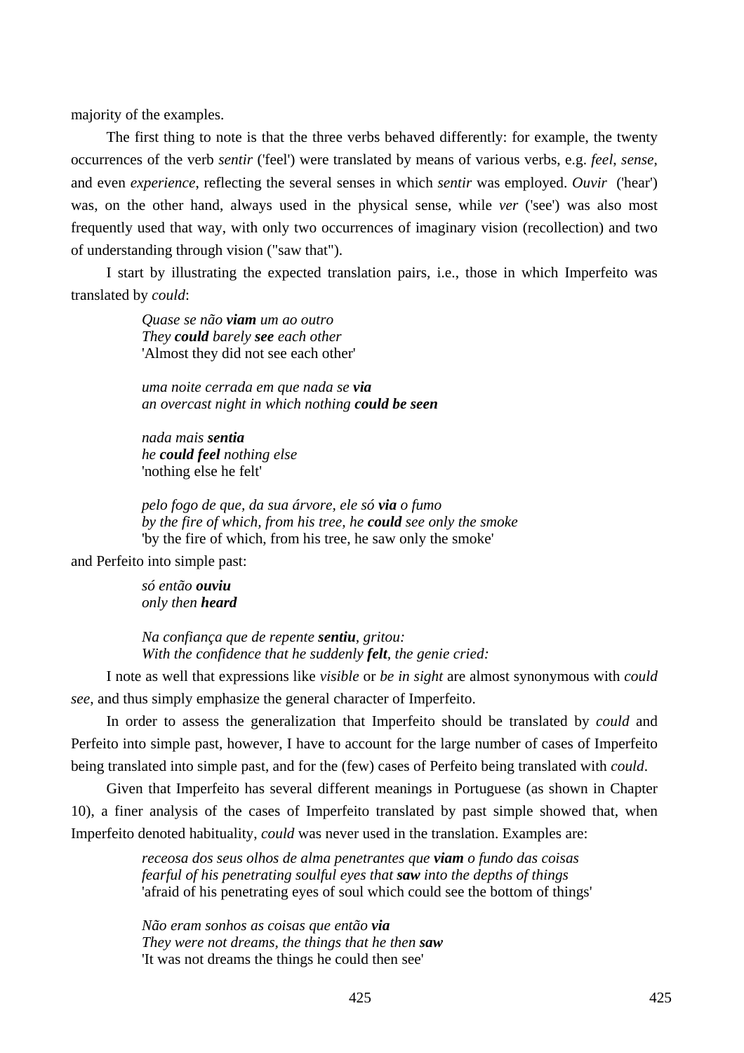majority of the examples.

The first thing to note is that the three verbs behaved differently: for example, the twenty occurrences of the verb *sentir* ('feel') were translated by means of various verbs, e.g. *feel*, *sense*, and even *experience*, reflecting the several senses in which *sentir* was employed. *Ouvir* ('hear') was, on the other hand, always used in the physical sense, while *ver* ('see') was also most frequently used that way, with only two occurrences of imaginary vision (recollection) and two of understanding through vision ("saw that").

I start by illustrating the expected translation pairs, i.e., those in which Imperfeito was translated by *could*:

> *Quase se não **viam** um ao outro*
> *They **could** barely **see** each other*
> 'Almost they did not see each other'
>
> *uma noite cerrada em que nada se **via***
> *an overcast night in which nothing **could be seen***
>
> *nada mais **sentia***
> *he **could feel** nothing else*
> 'nothing else he felt'
>
> *pelo fogo de que, da sua árvore, ele só **via** o fumo*
> *by the fire of which, from his tree, he **could** see only the smoke*
> 'by the fire of which, from his tree, he saw only the smoke'

and Perfeito into simple past:

> *só então **ouviu***
> *only then **heard***
>
> *Na confiança que de repente **sentiu**, gritou:*
> *With the confidence that he suddenly **felt**, the genie cried:*

I note as well that expressions like *visible* or *be in sight* are almost synonymous with *could see*, and thus simply emphasize the general character of Imperfeito.

In order to assess the generalization that Imperfeito should be translated by *could* and Perfeito into simple past, however, I have to account for the large number of cases of Imperfeito being translated into simple past, and for the (few) cases of Perfeito being translated with *could*.

Given that Imperfeito has several different meanings in Portuguese (as shown in Chapter 10), a finer analysis of the cases of Imperfeito translated by past simple showed that, when Imperfeito denoted habituality, *could* was never used in the translation. Examples are:

> *receosa dos seus olhos de alma penetrantes que **viam** o fundo das coisas*
> *fearful of his penetrating soulful eyes that **saw** into the depths of things*
> 'afraid of his penetrating eyes of soul which could see the bottom of things'
>
> *Não eram sonhos as coisas que então **via***
> *They were not dreams, the things that he then **saw***
> 'It was not dreams the things he could then see'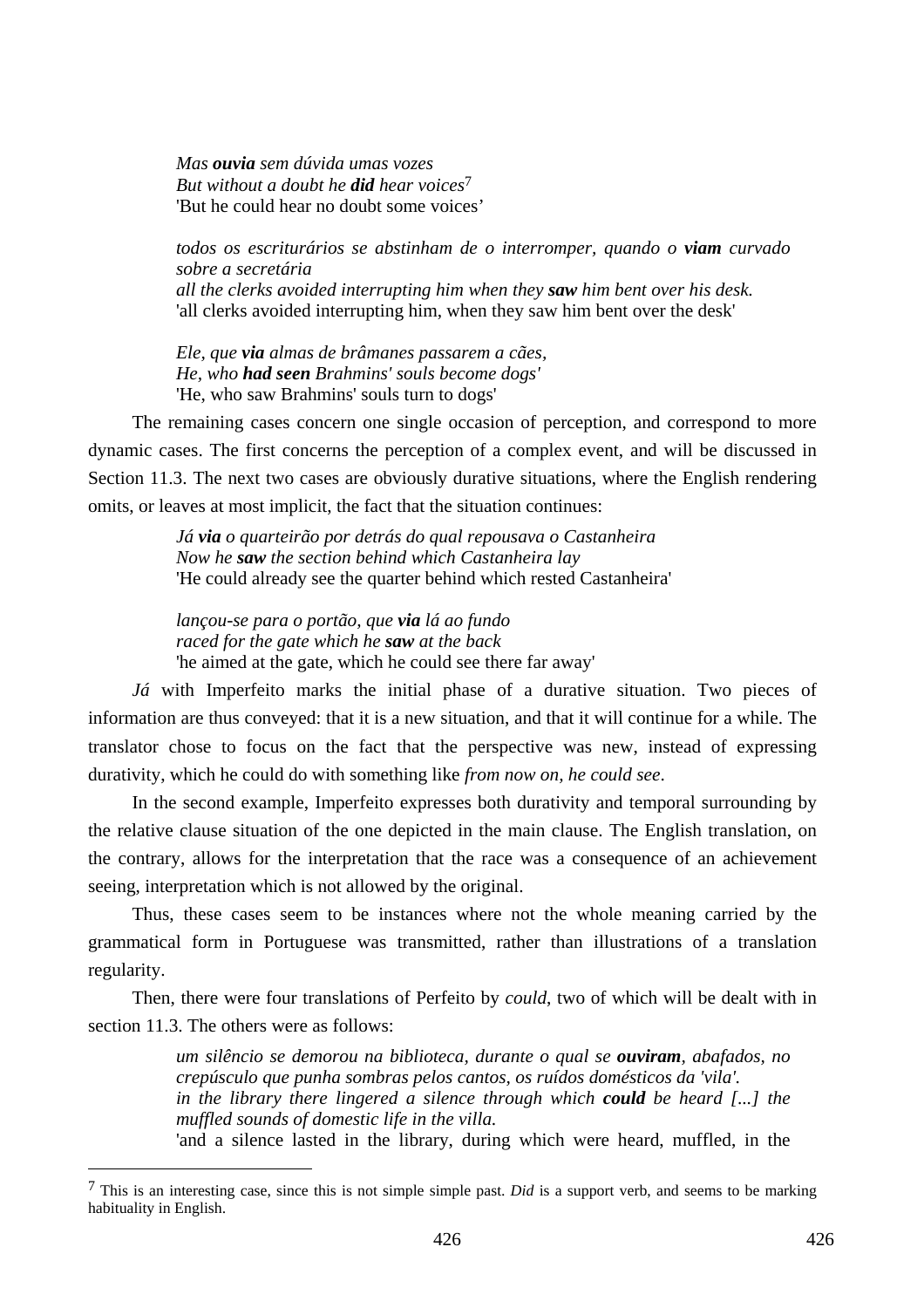> *Mas **ouvia** sem dúvida umas vozes*
> *But without a doubt he **did** hear voices*[7]
> 'But he could hear no doubt some voices'

> *todos os escriturários se abstinham de o interromper, quando o **viam** curvado sobre a secretária*
> *all the clerks avoided interrupting him when they **saw** him bent over his desk.*
> 'all clerks avoided interrupting him, when they saw him bent over the desk'

> *Ele, que **via** almas de brâmanes passarem a cães,*
> *He, who **had seen** Brahmins' souls become dogs'*
> 'He, who saw Brahmins' souls turn to dogs'

The remaining cases concern one single occasion of perception, and correspond to more dynamic cases. The first concerns the perception of a complex event, and will be discussed in Section 11.3. The next two cases are obviously durative situations, where the English rendering omits, or leaves at most implicit, the fact that the situation continues:

> *Já **via** o quarteirão por detrás do qual repousava o Castanheira*
> *Now he **saw** the section behind which Castanheira lay*
> 'He could already see the quarter behind which rested Castanheira'

> *lançou-se para o portão, que **via** lá ao fundo*
> *raced for the gate which he **saw** at the back*
> 'he aimed at the gate, which he could see there far away'

*Já* with Imperfeito marks the initial phase of a durative situation. Two pieces of information are thus conveyed: that it is a new situation, and that it will continue for a while. The translator chose to focus on the fact that the perspective was new, instead of expressing durativity, which he could do with something like *from now on, he could see*.

In the second example, Imperfeito expresses both durativity and temporal surrounding by the relative clause situation of the one depicted in the main clause. The English translation, on the contrary, allows for the interpretation that the race was a consequence of an achievement seeing, interpretation which is not allowed by the original.

Thus, these cases seem to be instances where not the whole meaning carried by the grammatical form in Portuguese was transmitted, rather than illustrations of a translation regularity.

Then, there were four translations of Perfeito by *could*, two of which will be dealt with in section 11.3. The others were as follows:

> *um silêncio se demorou na biblioteca, durante o qual se **ouviram**, abafados, no crepúsculo que punha sombras pelos cantos, os ruídos domésticos da 'vila'.*
> *in the library there lingered a silence through which **could** be heard [...] the muffled sounds of domestic life in the villa.*
> 'and a silence lasted in the library, during which were heard, muffled, in the

[7] This is an interesting case, since this is not simple simple past. *Did* is a support verb, and seems to be marking habituality in English.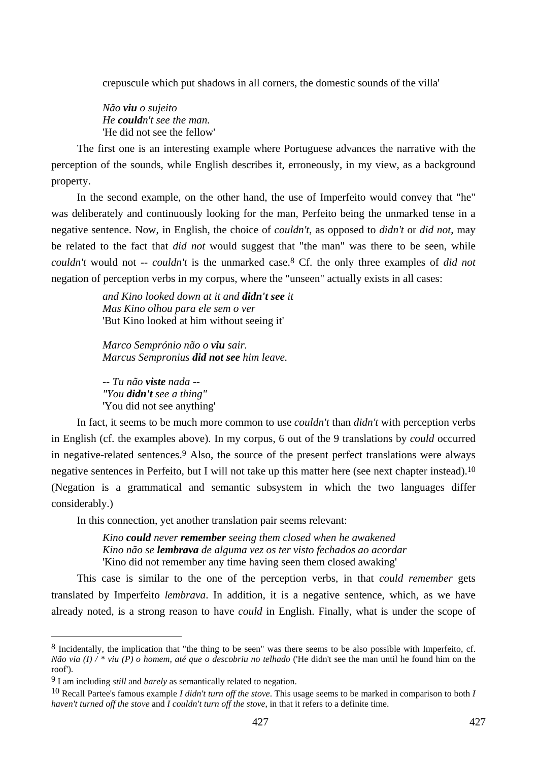crepuscule which put shadows in all corners, the domestic sounds of the villa'

*Não **viu** o sujeito*
*He **could**n't see the man.*
'He did not see the fellow'

The first one is an interesting example where Portuguese advances the narrative with the perception of the sounds, while English describes it, erroneously, in my view, as a background property.

In the second example, on the other hand, the use of Imperfeito would convey that "he" was deliberately and continuously looking for the man, Perfeito being the unmarked tense in a negative sentence. Now, in English, the choice of *couldn't*, as opposed to *didn't* or *did not*, may be related to the fact that *did not* would suggest that "the man" was there to be seen, while *couldn't* would not -- *couldn't* is the unmarked case.[8] Cf. the only three examples of *did not* negation of perception verbs in my corpus, where the "unseen" actually exists in all cases:

*and Kino looked down at it and **didn't see** it*
*Mas Kino olhou para ele sem o ver*
'But Kino looked at him without seeing it'

*Marco Semprónio não o **viu** sair.*
*Marcus Sempronius **did not see** him leave.*

*-- Tu não **viste** nada --*
*"You **didn't** see a thing"*
'You did not see anything'

In fact, it seems to be much more common to use *couldn't* than *didn't* with perception verbs in English (cf. the examples above). In my corpus, 6 out of the 9 translations by *could* occurred in negative-related sentences.[9] Also, the source of the present perfect translations were always negative sentences in Perfeito, but I will not take up this matter here (see next chapter instead).[10] (Negation is a grammatical and semantic subsystem in which the two languages differ considerably.)

In this connection, yet another translation pair seems relevant:

*Kino **could** never **remember** seeing them closed when he awakened*
*Kino não se **lembrava** de alguma vez os ter visto fechados ao acordar*
'Kino did not remember any time having seen them closed awaking'

This case is similar to the one of the perception verbs, in that *could remember* gets translated by Imperfeito *lembrava*. In addition, it is a negative sentence, which, as we have already noted, is a strong reason to have *could* in English. Finally, what is under the scope of

---

[8] Incidentally, the implication that "the thing to be seen" was there seems to be also possible with Imperfeito, cf. *Não via (I) / * viu (P) o homem, até que o descobriu no telhado* ('He didn't see the man until he found him on the roof').

[9] I am including *still* and *barely* as semantically related to negation.

[10] Recall Partee's famous example *I didn't turn off the stove*. This usage seems to be marked in comparison to both *I haven't turned off the stove* and *I couldn't turn off the stove*, in that it refers to a definite time.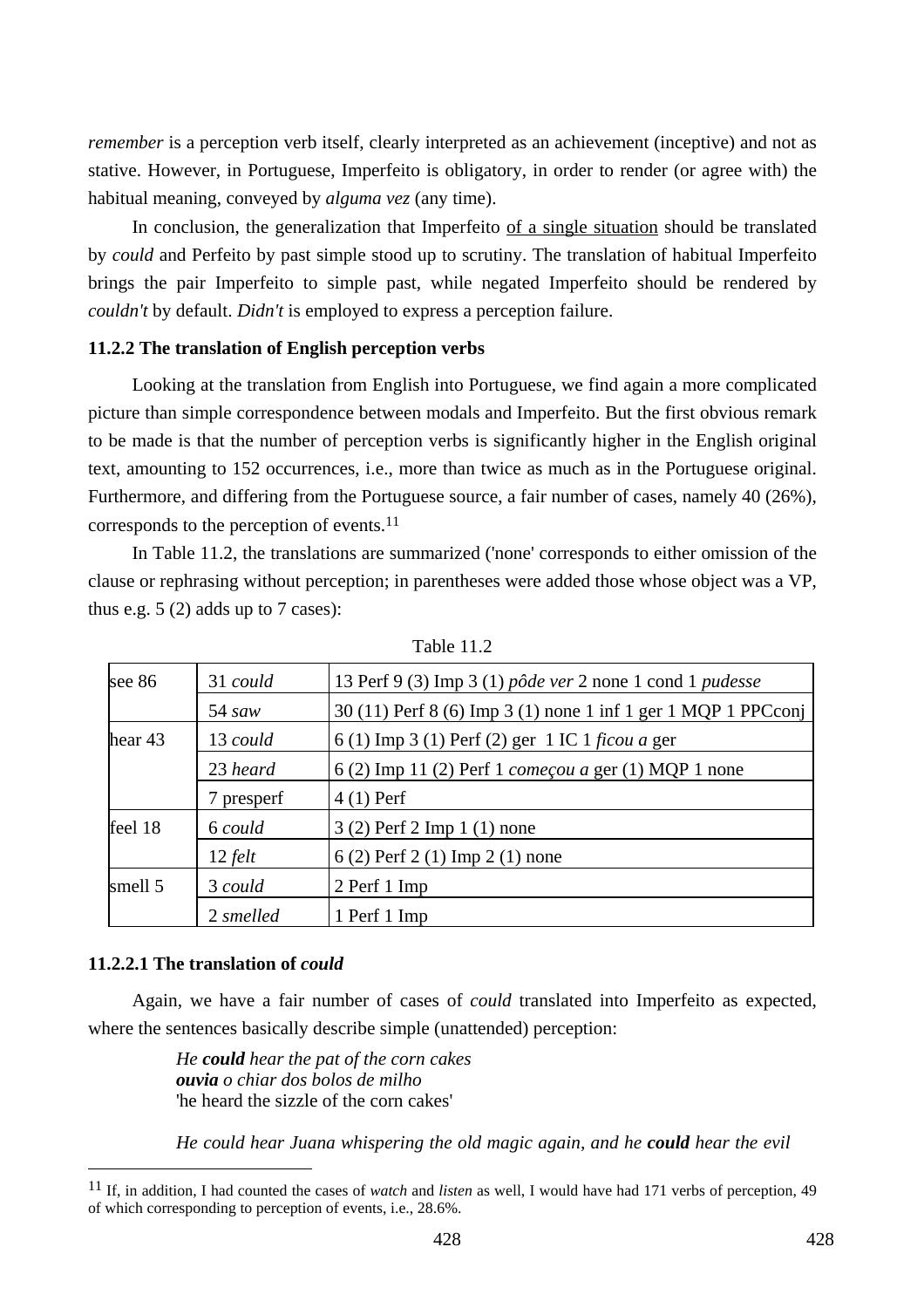*remember* is a perception verb itself, clearly interpreted as an achievement (inceptive) and not as stative. However, in Portuguese, Imperfeito is obligatory, in order to render (or agree with) the habitual meaning, conveyed by *alguma vez* (any time).

In conclusion, the generalization that Imperfeito of a single situation should be translated by *could* and Perfeito by past simple stood up to scrutiny. The translation of habitual Imperfeito brings the pair Imperfeito to simple past, while negated Imperfeito should be rendered by *couldn't* by default. *Didn't* is employed to express a perception failure.

### 11.2.2 The translation of English perception verbs

Looking at the translation from English into Portuguese, we find again a more complicated picture than simple correspondence between modals and Imperfeito. But the first obvious remark to be made is that the number of perception verbs is significantly higher in the English original text, amounting to 152 occurrences, i.e., more than twice as much as in the Portuguese original. Furthermore, and differing from the Portuguese source, a fair number of cases, namely 40 (26%), corresponds to the perception of events.[11]

In Table 11.2, the translations are summarized ('none' corresponds to either omission of the clause or rephrasing without perception; in parentheses were added those whose object was a VP, thus e.g. 5 (2) adds up to 7 cases):

Table 11.2

| | | |
|---|---|---|
| see 86 | 31 *could* | 13 Perf 9 (3) Imp 3 (1) *pôde ver* 2 none 1 cond 1 *pudesse* |
| | 54 *saw* | 30 (11) Perf 8 (6) Imp 3 (1) none 1 inf 1 ger 1 MQP 1 PPCconj |
| hear 43 | 13 *could* | 6 (1) Imp 3 (1) Perf (2) ger 1 IC 1 *ficou a* ger |
| | 23 *heard* | 6 (2) Imp 11 (2) Perf 1 *começou a* ger (1) MQP 1 none |
| | 7 presperf | 4 (1) Perf |
| feel 18 | 6 *could* | 3 (2) Perf 2 Imp 1 (1) none |
| | 12 *felt* | 6 (2) Perf 2 (1) Imp 2 (1) none |
| smell 5 | 3 *could* | 2 Perf 1 Imp |
| | 2 *smelled* | 1 Perf 1 Imp |

#### 11.2.2.1 The translation of *could*

Again, we have a fair number of cases of *could* translated into Imperfeito as expected, where the sentences basically describe simple (unattended) perception:

> *He **could** hear the pat of the corn cakes*
> ***ouvia** o chiar dos bolos de milho*
> 'he heard the sizzle of the corn cakes'

> *He could hear Juana whispering the old magic again, and he **could** hear the evil*

[11] If, in addition, I had counted the cases of *watch* and *listen* as well, I would have had 171 verbs of perception, 49 of which corresponding to perception of events, i.e., 28.6%.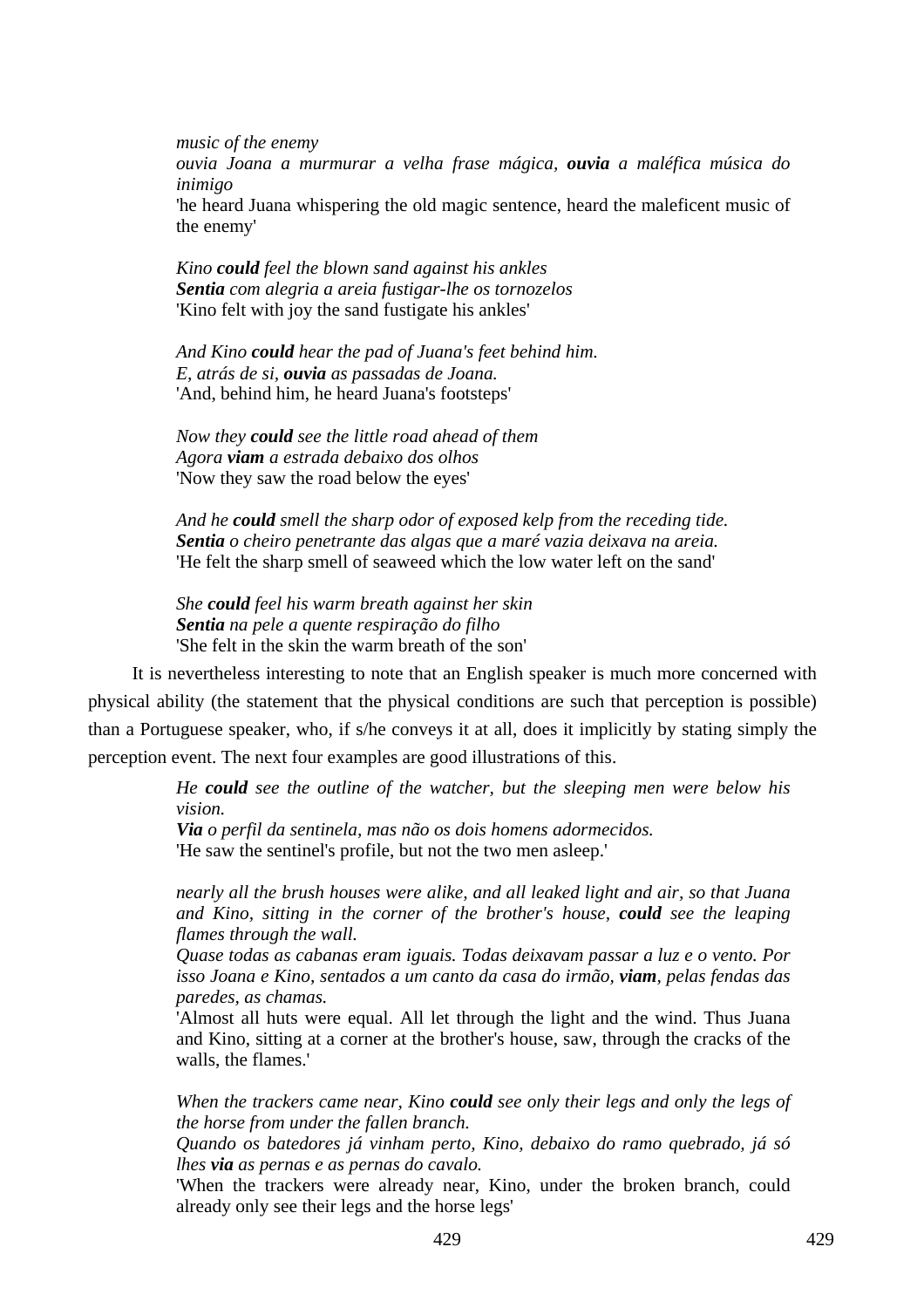*music of the enemy*
*ouvia Joana a murmurar a velha frase mágica, **ouvia** a maléfica música do inimigo*
'he heard Juana whispering the old magic sentence, heard the maleficent music of the enemy'

*Kino **could** feel the blown sand against his ankles*
***Sentia** com alegria a areia fustigar-lhe os tornozelos*
'Kino felt with joy the sand fustigate his ankles'

*And Kino **could** hear the pad of Juana's feet behind him.*
*E, atrás de si, **ouvia** as passadas de Joana.*
'And, behind him, he heard Juana's footsteps'

*Now they **could** see the little road ahead of them*
*Agora **viam** a estrada debaixo dos olhos*
'Now they saw the road below the eyes'

*And he **could** smell the sharp odor of exposed kelp from the receding tide.*
***Sentia** o cheiro penetrante das algas que a maré vazia deixava na areia.*
'He felt the sharp smell of seaweed which the low water left on the sand'

*She **could** feel his warm breath against her skin*
***Sentia** na pele a quente respiração do filho*
'She felt in the skin the warm breath of the son'

It is nevertheless interesting to note that an English speaker is much more concerned with physical ability (the statement that the physical conditions are such that perception is possible) than a Portuguese speaker, who, if s/he conveys it at all, does it implicitly by stating simply the perception event. The next four examples are good illustrations of this.

*He **could** see the outline of the watcher, but the sleeping men were below his vision.*
***Via** o perfil da sentinela, mas não os dois homens adormecidos.*
'He saw the sentinel's profile, but not the two men asleep.'

*nearly all the brush houses were alike, and all leaked light and air, so that Juana and Kino, sitting in the corner of the brother's house, **could** see the leaping flames through the wall.*
*Quase todas as cabanas eram iguais. Todas deixavam passar a luz e o vento. Por isso Joana e Kino, sentados a um canto da casa do irmão, **viam**, pelas fendas das paredes, as chamas.*
'Almost all huts were equal. All let through the light and the wind. Thus Juana and Kino, sitting at a corner at the brother's house, saw, through the cracks of the walls, the flames.'

*When the trackers came near, Kino **could** see only their legs and only the legs of the horse from under the fallen branch.*
*Quando os batedores já vinham perto, Kino, debaixo do ramo quebrado, já só lhes **via** as pernas e as pernas do cavalo.*
'When the trackers were already near, Kino, under the broken branch, could already only see their legs and the horse legs'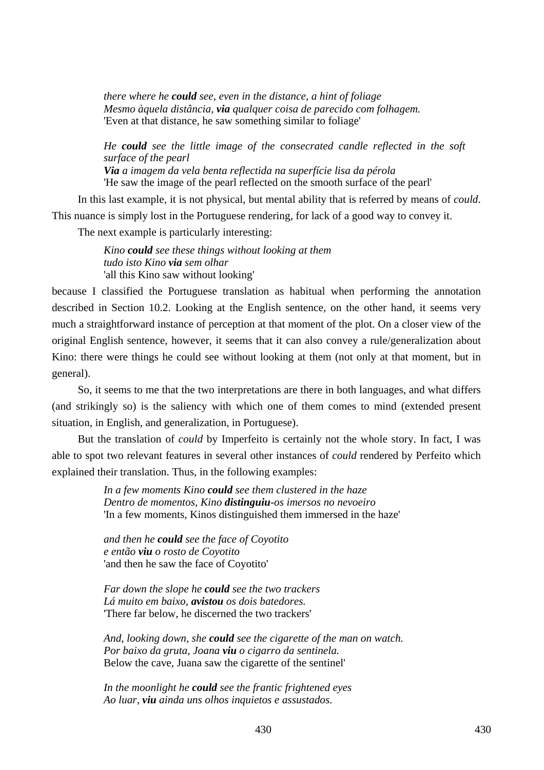*there where he **could** see, even in the distance, a hint of foliage*
*Mesmo àquela distância, **via** qualquer coisa de parecido com folhagem.*
'Even at that distance, he saw something similar to foliage'

*He **could** see the little image of the consecrated candle reflected in the soft surface of the pearl*
***Via** a imagem da vela benta reflectida na superfície lisa da pérola*
'He saw the image of the pearl reflected on the smooth surface of the pearl'

In this last example, it is not physical, but mental ability that is referred by means of *could*. This nuance is simply lost in the Portuguese rendering, for lack of a good way to convey it.

The next example is particularly interesting:

*Kino **could** see these things without looking at them*
*tudo isto Kino **via** sem olhar*
'all this Kino saw without looking'

because I classified the Portuguese translation as habitual when performing the annotation described in Section 10.2. Looking at the English sentence, on the other hand, it seems very much a straightforward instance of perception at that moment of the plot. On a closer view of the original English sentence, however, it seems that it can also convey a rule/generalization about Kino: there were things he could see without looking at them (not only at that moment, but in general).

So, it seems to me that the two interpretations are there in both languages, and what differs (and strikingly so) is the saliency with which one of them comes to mind (extended present situation, in English, and generalization, in Portuguese).

But the translation of *could* by Imperfeito is certainly not the whole story. In fact, I was able to spot two relevant features in several other instances of *could* rendered by Perfeito which explained their translation. Thus, in the following examples:

*In a few moments Kino **could** see them clustered in the haze*
*Dentro de momentos, Kino **distinguiu**-os imersos no nevoeiro*
'In a few moments, Kinos distinguished them immersed in the haze'

*and then he **could** see the face of Coyotito*
*e então **viu** o rosto de Coyotito*
'and then he saw the face of Coyotito'

*Far down the slope he **could** see the two trackers*
*Lá muito em baixo, **avistou** os dois batedores.*
'There far below, he discerned the two trackers'

*And, looking down, she **could** see the cigarette of the man on watch.*
*Por baixo da gruta, Joana **viu** o cigarro da sentinela.*
Below the cave, Juana saw the cigarette of the sentinel'

*In the moonlight he **could** see the frantic frightened eyes*
*Ao luar, **viu** ainda uns olhos inquietos e assustados.*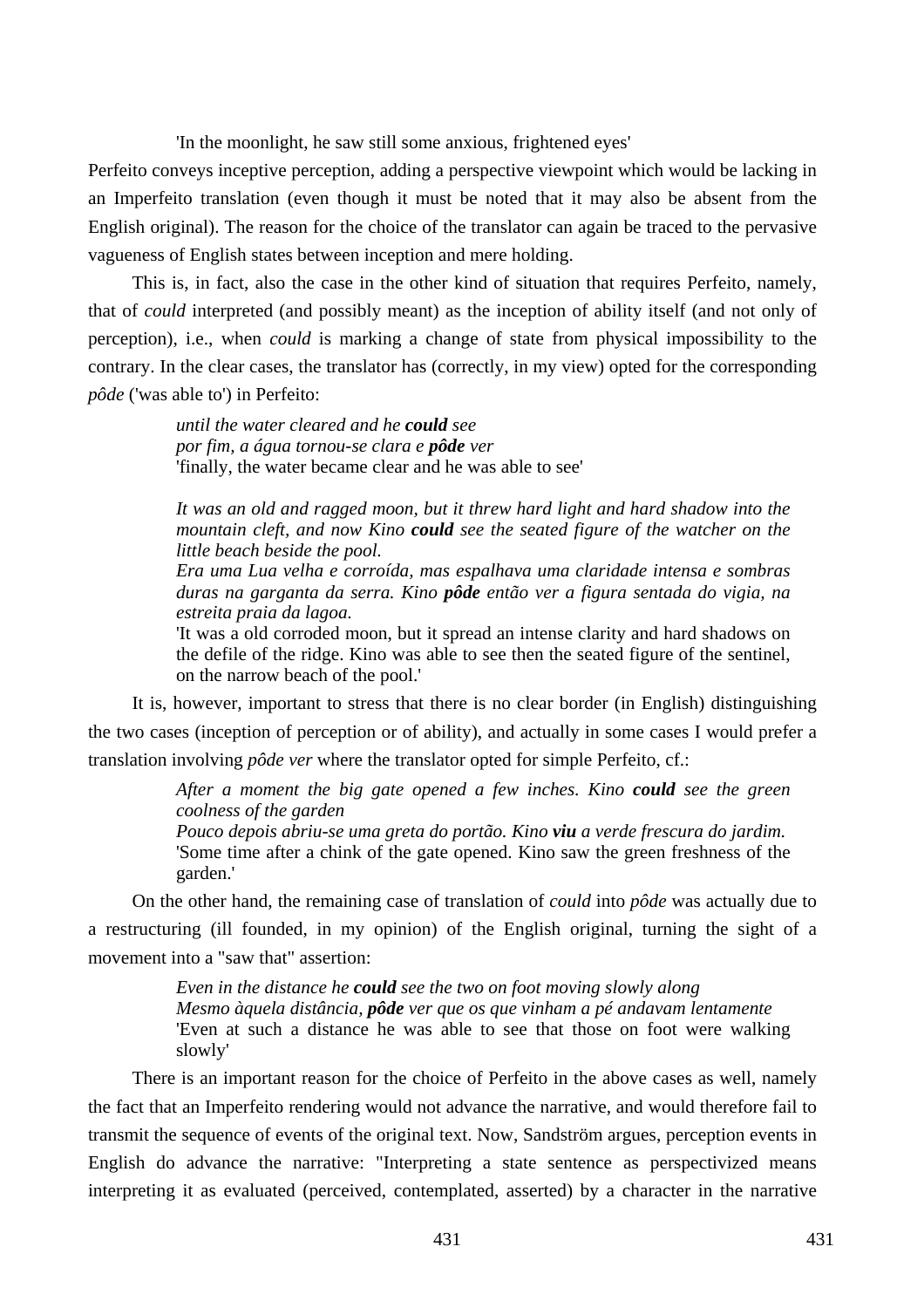'In the moonlight, he saw still some anxious, frightened eyes'

Perfeito conveys inceptive perception, adding a perspective viewpoint which would be lacking in an Imperfeito translation (even though it must be noted that it may also be absent from the English original). The reason for the choice of the translator can again be traced to the pervasive vagueness of English states between inception and mere holding.

This is, in fact, also the case in the other kind of situation that requires Perfeito, namely, that of *could* interpreted (and possibly meant) as the inception of ability itself (and not only of perception), i.e., when *could* is marking a change of state from physical impossibility to the contrary. In the clear cases, the translator has (correctly, in my view) opted for the corresponding *pôde* ('was able to') in Perfeito:

> *until the water cleared and he **could** see*
> *por fim, a água tornou-se clara e **pôde** ver*
> 'finally, the water became clear and he was able to see'
>
> *It was an old and ragged moon, but it threw hard light and hard shadow into the mountain cleft, and now Kino **could** see the seated figure of the watcher on the little beach beside the pool.*
> *Era uma Lua velha e corroída, mas espalhava uma claridade intensa e sombras duras na garganta da serra. Kino **pôde** então ver a figura sentada do vigia, na estreita praia da lagoa.*
> 'It was a old corroded moon, but it spread an intense clarity and hard shadows on the defile of the ridge. Kino was able to see then the seated figure of the sentinel, on the narrow beach of the pool.'

It is, however, important to stress that there is no clear border (in English) distinguishing the two cases (inception of perception or of ability), and actually in some cases I would prefer a translation involving *pôde ver* where the translator opted for simple Perfeito, cf.:

> *After a moment the big gate opened a few inches. Kino **could** see the green coolness of the garden*
> *Pouco depois abriu-se uma greta do portão. Kino **viu** a verde frescura do jardim.*
> 'Some time after a chink of the gate opened. Kino saw the green freshness of the garden.'

On the other hand, the remaining case of translation of *could* into *pôde* was actually due to a restructuring (ill founded, in my opinion) of the English original, turning the sight of a movement into a "saw that" assertion:

> *Even in the distance he **could** see the two on foot moving slowly along*
> *Mesmo àquela distância, **pôde** ver que os que vinham a pé andavam lentamente*
> 'Even at such a distance he was able to see that those on foot were walking slowly'

There is an important reason for the choice of Perfeito in the above cases as well, namely the fact that an Imperfeito rendering would not advance the narrative, and would therefore fail to transmit the sequence of events of the original text. Now, Sandström argues, perception events in English do advance the narrative: "Interpreting a state sentence as perspectivized means interpreting it as evaluated (perceived, contemplated, asserted) by a character in the narrative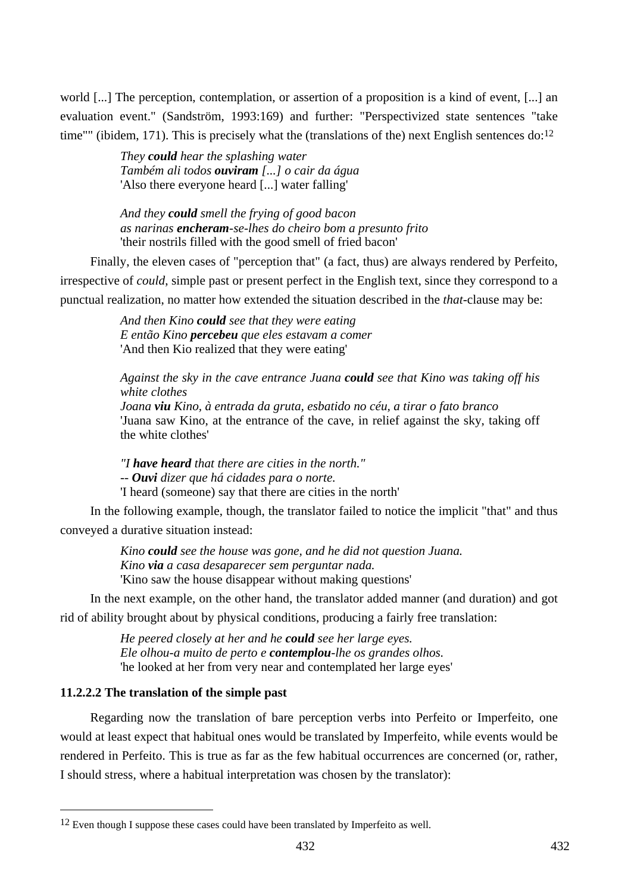world [...] The perception, contemplation, or assertion of a proposition is a kind of event, [...] an evaluation event." (Sandström, 1993:169) and further: "Perspectivized state sentences "take time"" (ibidem, 171). This is precisely what the (translations of the) next English sentences do:[12]

> *They **could** hear the splashing water*
> *Também ali todos **ouviram** [...] o cair da água*
> 'Also there everyone heard [...] water falling'

> *And they **could** smell the frying of good bacon*
> *as narinas **encheram**-se-lhes do cheiro bom a presunto frito*
> 'their nostrils filled with the good smell of fried bacon'

Finally, the eleven cases of "perception that" (a fact, thus) are always rendered by Perfeito, irrespective of *could*, simple past or present perfect in the English text, since they correspond to a punctual realization, no matter how extended the situation described in the *that*-clause may be:

> *And then Kino **could** see that they were eating*
> *E então Kino **percebeu** que eles estavam a comer*
> 'And then Kio realized that they were eating'

> *Against the sky in the cave entrance Juana **could** see that Kino was taking off his white clothes*
> *Joana **viu** Kino, à entrada da gruta, esbatido no céu, a tirar o fato branco*
> 'Juana saw Kino, at the entrance of the cave, in relief against the sky, taking off the white clothes'

> *"I **have heard** that there are cities in the north."*
> *-- **Ouvi** dizer que há cidades para o norte.*
> 'I heard (someone) say that there are cities in the north'

In the following example, though, the translator failed to notice the implicit "that" and thus conveyed a durative situation instead:

> *Kino **could** see the house was gone, and he did not question Juana.*
> *Kino **via** a casa desaparecer sem perguntar nada.*
> 'Kino saw the house disappear without making questions'

In the next example, on the other hand, the translator added manner (and duration) and got rid of ability brought about by physical conditions, producing a fairly free translation:

> *He peered closely at her and he **could** see her large eyes.*
> *Ele olhou-a muito de perto e **contemplou**-lhe os grandes olhos.*
> 'he looked at her from very near and contemplated her large eyes'

#### 11.2.2.2 The translation of the simple past

Regarding now the translation of bare perception verbs into Perfeito or Imperfeito, one would at least expect that habitual ones would be translated by Imperfeito, while events would be rendered in Perfeito. This is true as far as the few habitual occurrences are concerned (or, rather, I should stress, where a habitual interpretation was chosen by the translator):

---

[12] Even though I suppose these cases could have been translated by Imperfeito as well.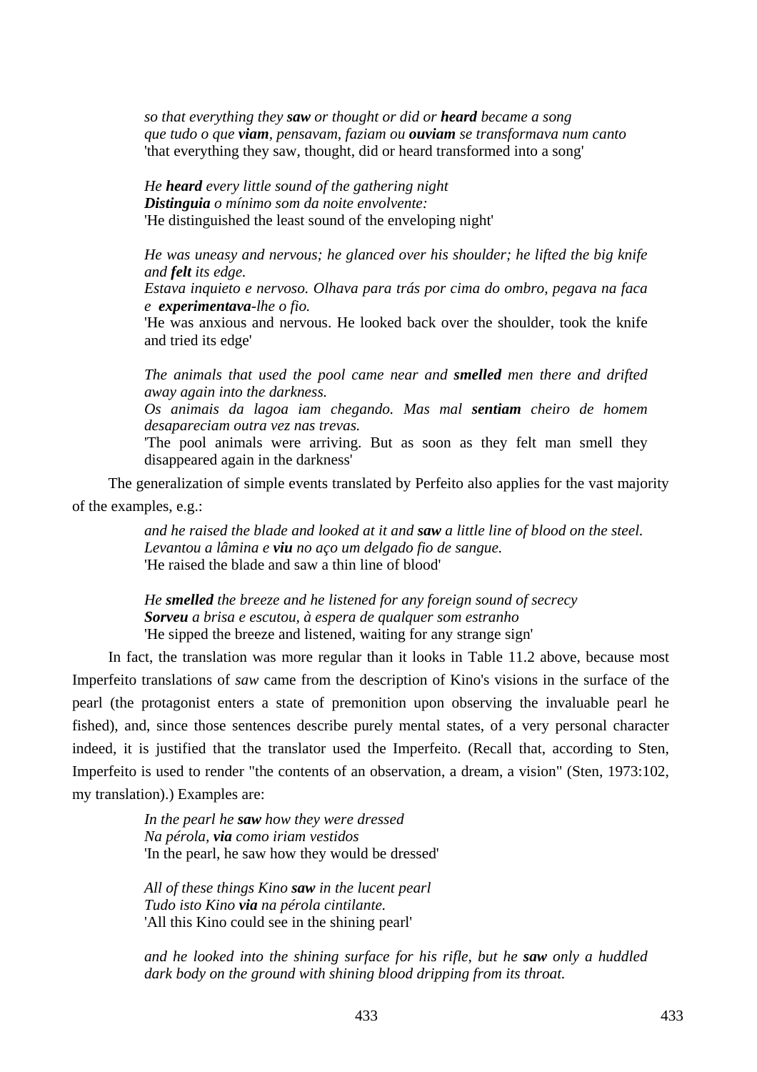*so that everything they **saw** or thought or did or **heard** became a song*
*que tudo o que **viam**, pensavam, faziam ou **ouviam** se transformava num canto*
'that everything they saw, thought, did or heard transformed into a song'

*He **heard** every little sound of the gathering night*
***Distinguia** o mínimo som da noite envolvente:*
'He distinguished the least sound of the enveloping night'

*He was uneasy and nervous; he glanced over his shoulder; he lifted the big knife and **felt** its edge.*
*Estava inquieto e nervoso. Olhava para trás por cima do ombro, pegava na faca e **experimentava**-lhe o fio.*
'He was anxious and nervous. He looked back over the shoulder, took the knife and tried its edge'

*The animals that used the pool came near and **smelled** men there and drifted away again into the darkness.*
*Os animais da lagoa iam chegando. Mas mal **sentiam** cheiro de homem desapareciam outra vez nas trevas.*
'The pool animals were arriving. But as soon as they felt man smell they disappeared again in the darkness'

The generalization of simple events translated by Perfeito also applies for the vast majority of the examples, e.g.:

*and he raised the blade and looked at it and **saw** a little line of blood on the steel.*
*Levantou a lâmina e **viu** no aço um delgado fio de sangue.*
'He raised the blade and saw a thin line of blood'

*He **smelled** the breeze and he listened for any foreign sound of secrecy*
***Sorveu** a brisa e escutou, à espera de qualquer som estranho*
'He sipped the breeze and listened, waiting for any strange sign'

In fact, the translation was more regular than it looks in Table 11.2 above, because most Imperfeito translations of *saw* came from the description of Kino's visions in the surface of the pearl (the protagonist enters a state of premonition upon observing the invaluable pearl he fished), and, since those sentences describe purely mental states, of a very personal character indeed, it is justified that the translator used the Imperfeito. (Recall that, according to Sten, Imperfeito is used to render "the contents of an observation, a dream, a vision" (Sten, 1973:102, my translation).) Examples are:

*In the pearl he **saw** how they were dressed*
*Na pérola, **via** como iriam vestidos*
'In the pearl, he saw how they would be dressed'

*All of these things Kino **saw** in the lucent pearl*
*Tudo isto Kino **via** na pérola cintilante.*
'All this Kino could see in the shining pearl'

*and he looked into the shining surface for his rifle, but he **saw** only a huddled dark body on the ground with shining blood dripping from its throat.*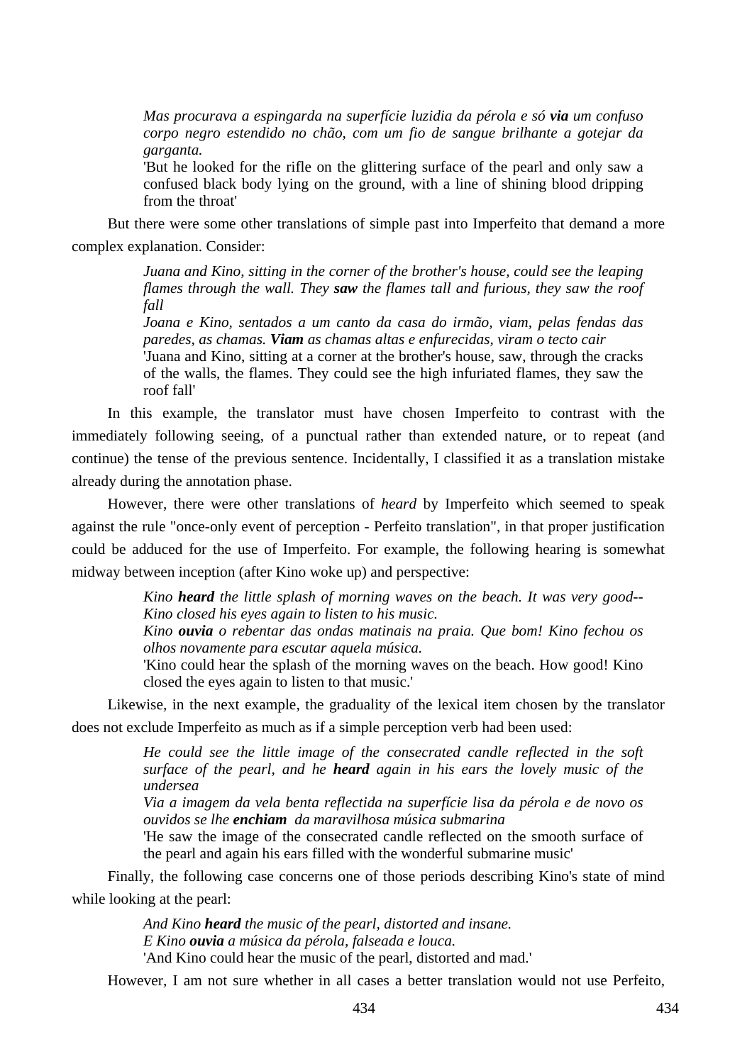> *Mas procurava a espingarda na superfície luzidia da pérola e só **via** um confuso corpo negro estendido no chão, com um fio de sangue brilhante a gotejar da garganta.*
> 'But he looked for the rifle on the glittering surface of the pearl and only saw a confused black body lying on the ground, with a line of shining blood dripping from the throat'

But there were some other translations of simple past into Imperfeito that demand a more complex explanation. Consider:

> *Juana and Kino, sitting in the corner of the brother's house, could see the leaping flames through the wall. They **saw** the flames tall and furious, they saw the roof fall*
> *Joana e Kino, sentados a um canto da casa do irmão, viam, pelas fendas das paredes, as chamas. **Viam** as chamas altas e enfurecidas, viram o tecto cair*
> 'Juana and Kino, sitting at a corner at the brother's house, saw, through the cracks of the walls, the flames. They could see the high infuriated flames, they saw the roof fall'

In this example, the translator must have chosen Imperfeito to contrast with the immediately following seeing, of a punctual rather than extended nature, or to repeat (and continue) the tense of the previous sentence. Incidentally, I classified it as a translation mistake already during the annotation phase.

However, there were other translations of *heard* by Imperfeito which seemed to speak against the rule "once-only event of perception - Perfeito translation", in that proper justification could be adduced for the use of Imperfeito. For example, the following hearing is somewhat midway between inception (after Kino woke up) and perspective:

> *Kino **heard** the little splash of morning waves on the beach. It was very good-- Kino closed his eyes again to listen to his music.*
> *Kino **ouvia** o rebentar das ondas matinais na praia. Que bom! Kino fechou os olhos novamente para escutar aquela música.*
> 'Kino could hear the splash of the morning waves on the beach. How good! Kino closed the eyes again to listen to that music.'

Likewise, in the next example, the graduality of the lexical item chosen by the translator does not exclude Imperfeito as much as if a simple perception verb had been used:

> *He could see the little image of the consecrated candle reflected in the soft surface of the pearl, and he **heard** again in his ears the lovely music of the undersea*
> *Via a imagem da vela benta reflectida na superfície lisa da pérola e de novo os ouvidos se lhe **enchiam** da maravilhosa música submarina*
> 'He saw the image of the consecrated candle reflected on the smooth surface of the pearl and again his ears filled with the wonderful submarine music'

Finally, the following case concerns one of those periods describing Kino's state of mind while looking at the pearl:

> *And Kino **heard** the music of the pearl, distorted and insane.*
> *E Kino **ouvia** a música da pérola, falseada e louca.*
> 'And Kino could hear the music of the pearl, distorted and mad.'

However, I am not sure whether in all cases a better translation would not use Perfeito,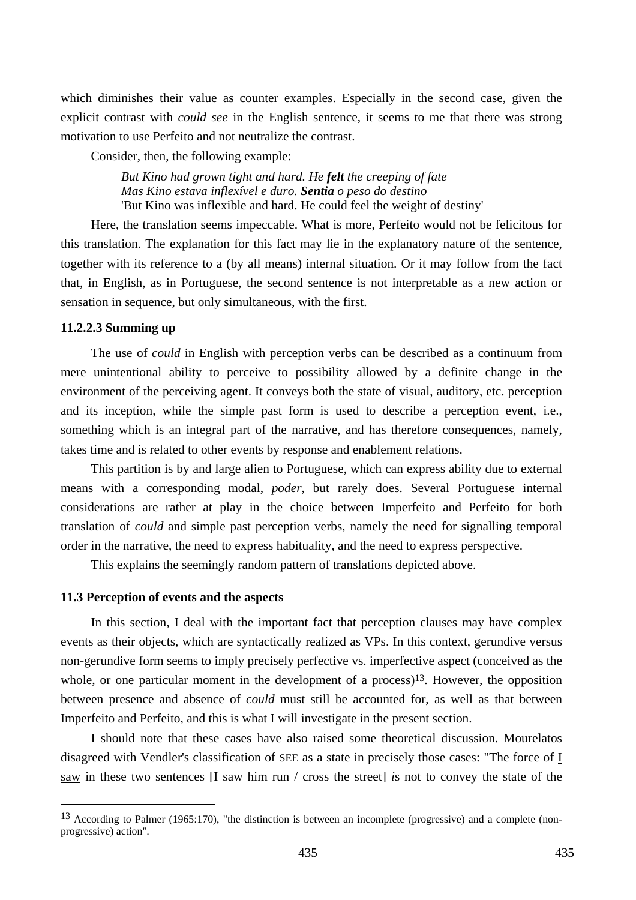which diminishes their value as counter examples. Especially in the second case, given the explicit contrast with *could see* in the English sentence, it seems to me that there was strong motivation to use Perfeito and not neutralize the contrast.

Consider, then, the following example:

> *But Kino had grown tight and hard. He **felt** the creeping of fate*
> *Mas Kino estava inflexível e duro. **Sentia** o peso do destino*
> 'But Kino was inflexible and hard. He could feel the weight of destiny'

Here, the translation seems impeccable. What is more, Perfeito would not be felicitous for this translation. The explanation for this fact may lie in the explanatory nature of the sentence, together with its reference to a (by all means) internal situation. Or it may follow from the fact that, in English, as in Portuguese, the second sentence is not interpretable as a new action or sensation in sequence, but only simultaneous, with the first.

#### 11.2.2.3 Summing up

The use of *could* in English with perception verbs can be described as a continuum from mere unintentional ability to perceive to possibility allowed by a definite change in the environment of the perceiving agent. It conveys both the state of visual, auditory, etc. perception and its inception, while the simple past form is used to describe a perception event, i.e., something which is an integral part of the narrative, and has therefore consequences, namely, takes time and is related to other events by response and enablement relations.

This partition is by and large alien to Portuguese, which can express ability due to external means with a corresponding modal, *poder*, but rarely does. Several Portuguese internal considerations are rather at play in the choice between Imperfeito and Perfeito for both translation of *could* and simple past perception verbs, namely the need for signalling temporal order in the narrative, the need to express habituality, and the need to express perspective.

This explains the seemingly random pattern of translations depicted above.

### 11.3 Perception of events and the aspects

In this section, I deal with the important fact that perception clauses may have complex events as their objects, which are syntactically realized as VPs. In this context, gerundive versus non-gerundive form seems to imply precisely perfective vs. imperfective aspect (conceived as the whole, or one particular moment in the development of a process)[13]. However, the opposition between presence and absence of *could* must still be accounted for, as well as that between Imperfeito and Perfeito, and this is what I will investigate in the present section.

I should note that these cases have also raised some theoretical discussion. Mourelatos disagreed with Vendler's classification of SEE as a state in precisely those cases: "The force of <u>I saw</u> in these two sentences [I saw him run / cross the street] *i*s not to convey the state of the

---

[13] According to Palmer (1965:170), "the distinction is between an incomplete (progressive) and a complete (non-progressive) action".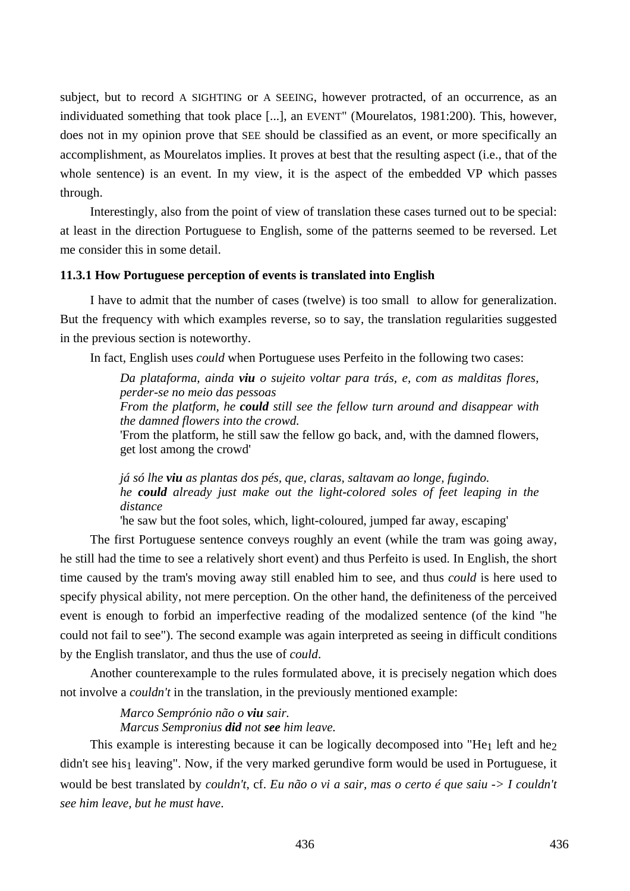subject, but to record A SIGHTING or A SEEING, however protracted, of an occurrence, as an individuated something that took place [...], an EVENT" (Mourelatos, 1981:200). This, however, does not in my opinion prove that SEE should be classified as an event, or more specifically an accomplishment, as Mourelatos implies. It proves at best that the resulting aspect (i.e., that of the whole sentence) is an event. In my view, it is the aspect of the embedded VP which passes through.

Interestingly, also from the point of view of translation these cases turned out to be special: at least in the direction Portuguese to English, some of the patterns seemed to be reversed. Let me consider this in some detail.

### 11.3.1 How Portuguese perception of events is translated into English

I have to admit that the number of cases (twelve) is too small to allow for generalization. But the frequency with which examples reverse, so to say, the translation regularities suggested in the previous section is noteworthy.

In fact, English uses *could* when Portuguese uses Perfeito in the following two cases:

> *Da plataforma, ainda **viu** o sujeito voltar para trás, e, com as malditas flores, perder-se no meio das pessoas*
> *From the platform, he **could** still see the fellow turn around and disappear with the damned flowers into the crowd.*
> 'From the platform, he still saw the fellow go back, and, with the damned flowers, get lost among the crowd'
>
> *já só lhe **viu** as plantas dos pés, que, claras, saltavam ao longe, fugindo.*
> *he **could** already just make out the light-colored soles of feet leaping in the distance*
> 'he saw but the foot soles, which, light-coloured, jumped far away, escaping'

The first Portuguese sentence conveys roughly an event (while the tram was going away, he still had the time to see a relatively short event) and thus Perfeito is used. In English, the short time caused by the tram's moving away still enabled him to see, and thus *could* is here used to specify physical ability, not mere perception. On the other hand, the definiteness of the perceived event is enough to forbid an imperfective reading of the modalized sentence (of the kind "he could not fail to see"). The second example was again interpreted as seeing in difficult conditions by the English translator, and thus the use of *could*.

Another counterexample to the rules formulated above, it is precisely negation which does not involve a *couldn't* in the translation, in the previously mentioned example:

> *Marco Semprónio não o **viu** sair.*
> *Marcus Sempronius **did** not **see** him leave.*

This example is interesting because it can be logically decomposed into "He$_1$ left and he$_2$ didn't see his$_1$ leaving". Now, if the very marked gerundive form would be used in Portuguese, it would be best translated by *couldn't*, cf. *Eu não o vi a sair, mas o certo é que saiu -> I couldn't see him leave, but he must have*.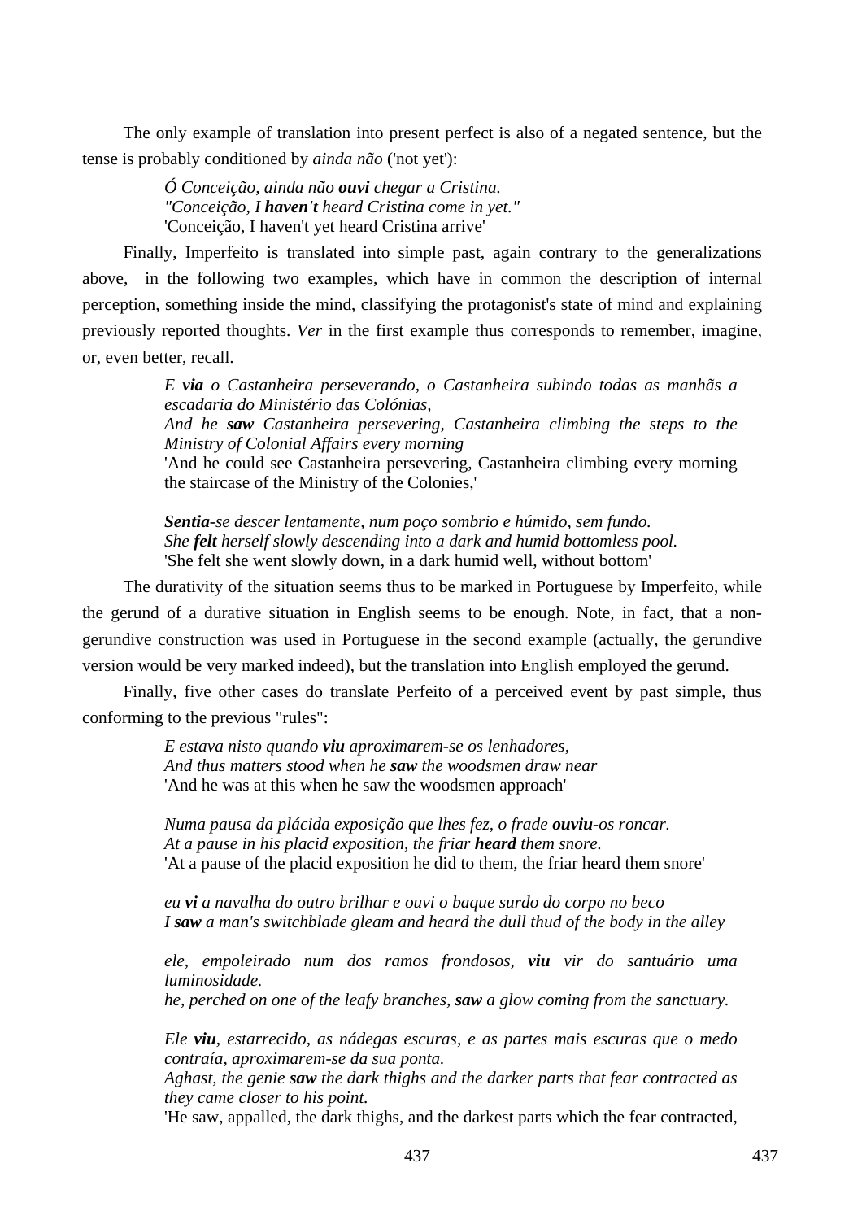The only example of translation into present perfect is also of a negated sentence, but the tense is probably conditioned by *ainda não* ('not yet'):

> *Ó Conceição, ainda não **ouvi** chegar a Cristina.*
> *"Conceição, I **haven't** heard Cristina come in yet."*
> 'Conceição, I haven't yet heard Cristina arrive'

Finally, Imperfeito is translated into simple past, again contrary to the generalizations above, in the following two examples, which have in common the description of internal perception, something inside the mind, classifying the protagonist's state of mind and explaining previously reported thoughts. *Ver* in the first example thus corresponds to remember, imagine, or, even better, recall.

> *E **via** o Castanheira perseverando, o Castanheira subindo todas as manhãs a escadaria do Ministério das Colónias,*
> *And he **saw** Castanheira persevering, Castanheira climbing the steps to the Ministry of Colonial Affairs every morning*
> 'And he could see Castanheira persevering, Castanheira climbing every morning the staircase of the Ministry of the Colonies,'

> ***Sentia**-se descer lentamente, num poço sombrio e húmido, sem fundo.*
> *She **felt** herself slowly descending into a dark and humid bottomless pool.*
> 'She felt she went slowly down, in a dark humid well, without bottom'

The durativity of the situation seems thus to be marked in Portuguese by Imperfeito, while the gerund of a durative situation in English seems to be enough. Note, in fact, that a non-gerundive construction was used in Portuguese in the second example (actually, the gerundive version would be very marked indeed), but the translation into English employed the gerund.

Finally, five other cases do translate Perfeito of a perceived event by past simple, thus conforming to the previous "rules":

> *E estava nisto quando **viu** aproximarem-se os lenhadores,*
> *And thus matters stood when he **saw** the woodsmen draw near*
> 'And he was at this when he saw the woodsmen approach'

> *Numa pausa da plácida exposição que lhes fez, o frade **ouviu**-os roncar.*
> *At a pause in his placid exposition, the friar **heard** them snore.*
> 'At a pause of the placid exposition he did to them, the friar heard them snore'

> *eu **vi** a navalha do outro brilhar e ouvi o baque surdo do corpo no beco*
> *I **saw** a man's switchblade gleam and heard the dull thud of the body in the alley*

> *ele, empoleirado num dos ramos frondosos, **viu** vir do santuário uma luminosidade.*
> *he, perched on one of the leafy branches, **saw** a glow coming from the sanctuary.*

> *Ele **viu**, estarrecido, as nádegas escuras, e as partes mais escuras que o medo contraía, aproximarem-se da sua ponta.*
> *Aghast, the genie **saw** the dark thighs and the darker parts that fear contracted as they came closer to his point.*
> 'He saw, appalled, the dark thighs, and the darkest parts which the fear contracted,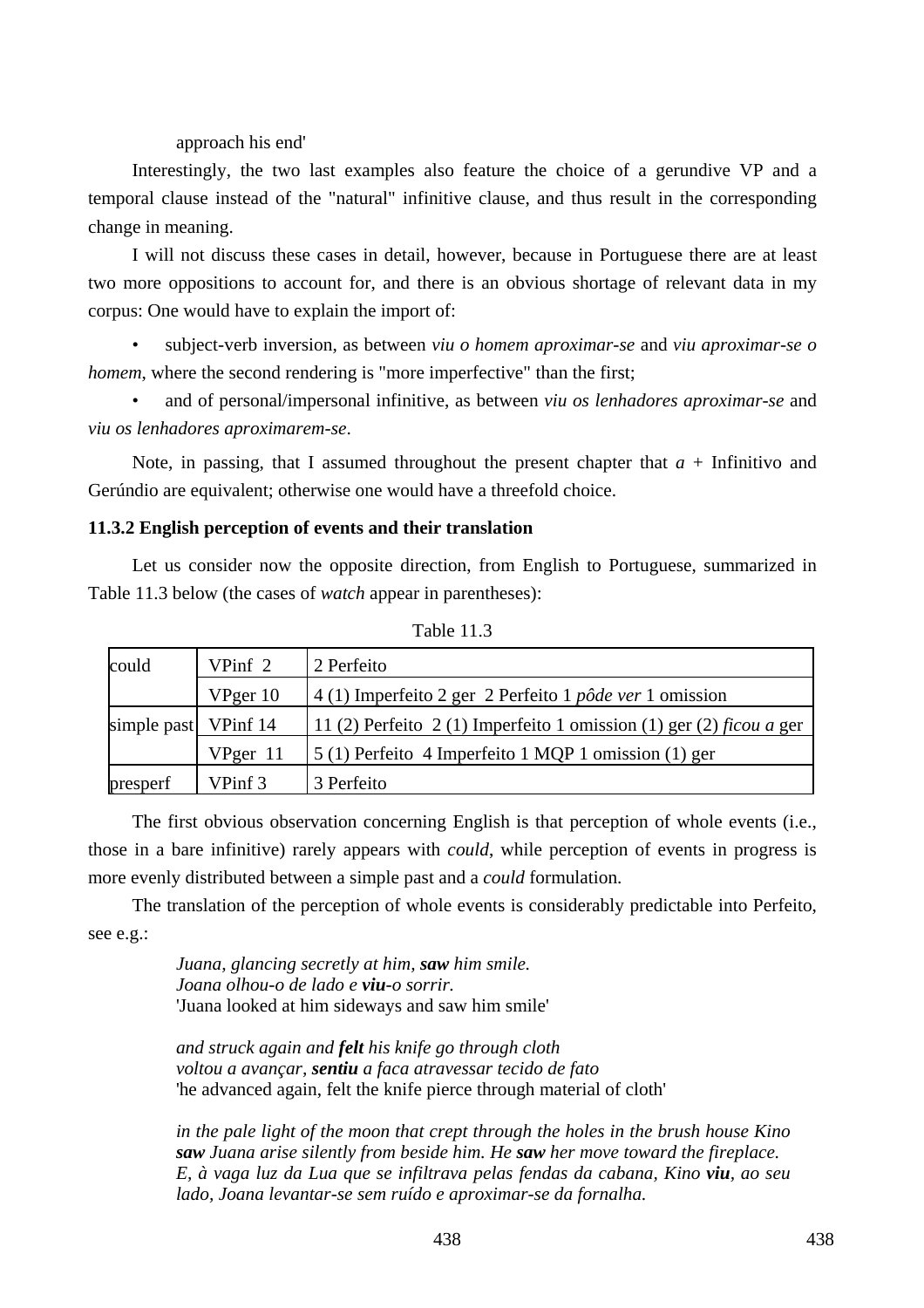approach his end'

Interestingly, the two last examples also feature the choice of a gerundive VP and a temporal clause instead of the "natural" infinitive clause, and thus result in the corresponding change in meaning.

I will not discuss these cases in detail, however, because in Portuguese there are at least two more oppositions to account for, and there is an obvious shortage of relevant data in my corpus: One would have to explain the import of:

- subject-verb inversion, as between *viu o homem aproximar-se* and *viu aproximar-se o homem*, where the second rendering is "more imperfective" than the first;
- and of personal/impersonal infinitive, as between *viu os lenhadores aproximar-se* and *viu os lenhadores aproximarem-se*.

Note, in passing, that I assumed throughout the present chapter that *a* + Infinitivo and Gerúndio are equivalent; otherwise one would have a threefold choice.

### 11.3.2 English perception of events and their translation

Let us consider now the opposite direction, from English to Portuguese, summarized in Table 11.3 below (the cases of *watch* appear in parentheses):

Table 11.3

| | | |
|---|---|---|
| could | VPinf 2 | 2 Perfeito |
| | VPger 10 | 4 (1) Imperfeito 2 ger 2 Perfeito 1 *pôde ver* 1 omission |
| simple past | VPinf 14 | 11 (2) Perfeito 2 (1) Imperfeito 1 omission (1) ger (2) *ficou a* ger |
| | VPger 11 | 5 (1) Perfeito 4 Imperfeito 1 MQP 1 omission (1) ger |
| presperf | VPinf 3 | 3 Perfeito |

The first obvious observation concerning English is that perception of whole events (i.e., those in a bare infinitive) rarely appears with *could*, while perception of events in progress is more evenly distributed between a simple past and a *could* formulation.

The translation of the perception of whole events is considerably predictable into Perfeito, see e.g.:

> *Juana, glancing secretly at him, **saw** him smile.*
> *Joana olhou-o de lado e **viu**-o sorrir.*
> 'Juana looked at him sideways and saw him smile'
>
> *and struck again and **felt** his knife go through cloth*
> *voltou a avançar, **sentiu** a faca atravessar tecido de fato*
> 'he advanced again, felt the knife pierce through material of cloth'
>
> *in the pale light of the moon that crept through the holes in the brush house Kino **saw** Juana arise silently from beside him. He **saw** her move toward the fireplace.*
> *E, à vaga luz da Lua que se infiltrava pelas fendas da cabana, Kino **viu**, ao seu lado, Joana levantar-se sem ruído e aproximar-se da fornalha.*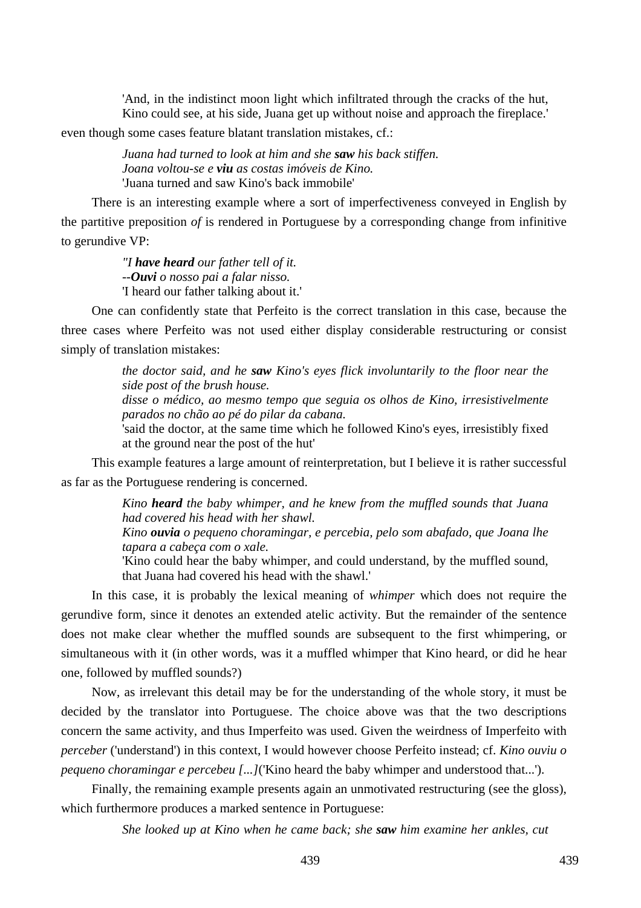'And, in the indistinct moon light which infiltrated through the cracks of the hut, Kino could see, at his side, Juana get up without noise and approach the fireplace.'

even though some cases feature blatant translation mistakes, cf.:

> *Juana had turned to look at him and she **saw** his back stiffen.*
> *Joana voltou-se e **viu** as costas imóveis de Kino.*
> 'Juana turned and saw Kino's back immobile'

There is an interesting example where a sort of imperfectiveness conveyed in English by the partitive preposition *of* is rendered in Portuguese by a corresponding change from infinitive to gerundive VP:

> *"I **have heard** our father tell of it.*
> *--**Ouvi** o nosso pai a falar nisso.*
> 'I heard our father talking about it.'

One can confidently state that Perfeito is the correct translation in this case, because the three cases where Perfeito was not used either display considerable restructuring or consist simply of translation mistakes:

> *the doctor said, and he **saw** Kino's eyes flick involuntarily to the floor near the side post of the brush house.*
> *disse o médico, ao mesmo tempo que seguia os olhos de Kino, irresistivelmente parados no chão ao pé do pilar da cabana.*
> 'said the doctor, at the same time which he followed Kino's eyes, irresistibly fixed at the ground near the post of the hut'

This example features a large amount of reinterpretation, but I believe it is rather successful as far as the Portuguese rendering is concerned.

> *Kino **heard** the baby whimper, and he knew from the muffled sounds that Juana had covered his head with her shawl.*
> *Kino **ouvia** o pequeno choramingar, e percebia, pelo som abafado, que Joana lhe tapara a cabeça com o xale.*
> 'Kino could hear the baby whimper, and could understand, by the muffled sound, that Juana had covered his head with the shawl.'

In this case, it is probably the lexical meaning of *whimper* which does not require the gerundive form, since it denotes an extended atelic activity. But the remainder of the sentence does not make clear whether the muffled sounds are subsequent to the first whimpering, or simultaneous with it (in other words, was it a muffled whimper that Kino heard, or did he hear one, followed by muffled sounds?)

Now, as irrelevant this detail may be for the understanding of the whole story, it must be decided by the translator into Portuguese. The choice above was that the two descriptions concern the same activity, and thus Imperfeito was used. Given the weirdness of Imperfeito with *perceber* ('understand') in this context, I would however choose Perfeito instead; cf. *Kino ouviu o pequeno choramingar e percebeu [...]*('Kino heard the baby whimper and understood that...').

Finally, the remaining example presents again an unmotivated restructuring (see the gloss), which furthermore produces a marked sentence in Portuguese:

> *She looked up at Kino when he came back; she **saw** him examine her ankles, cut*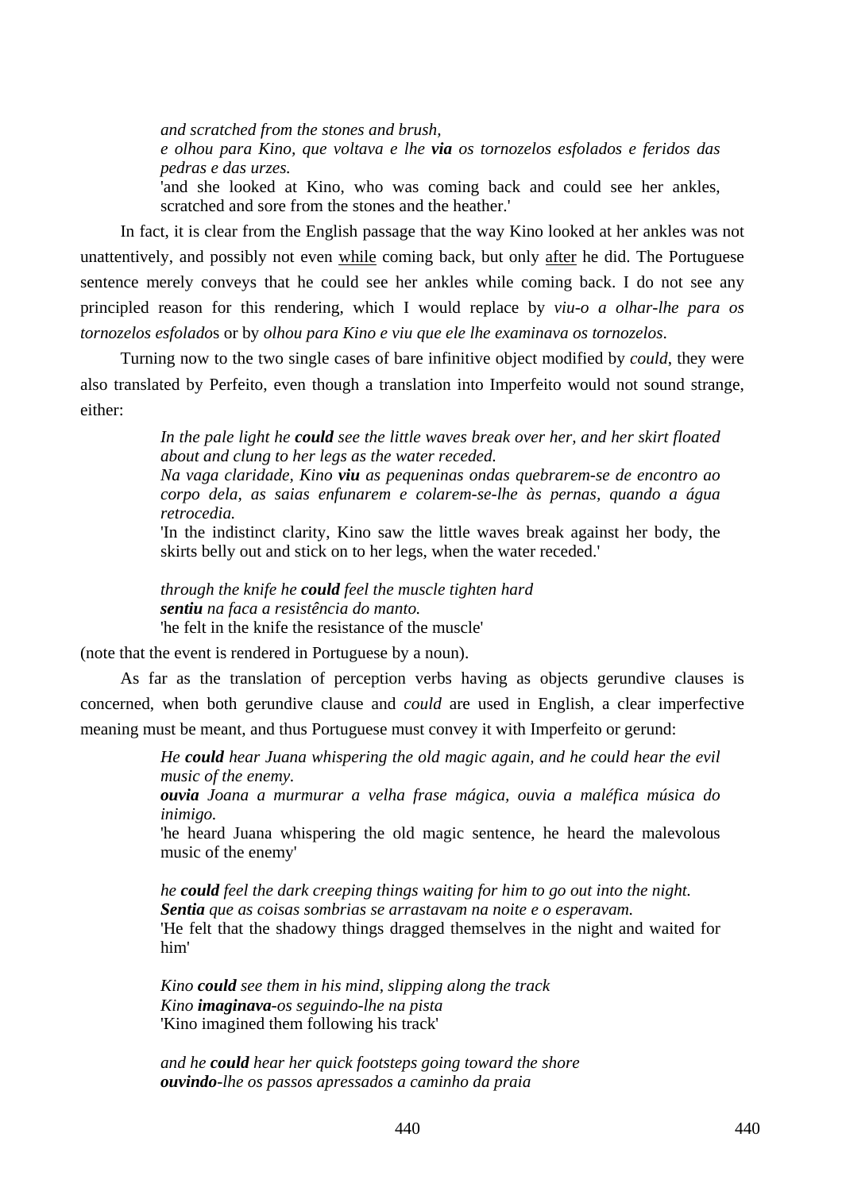> *and scratched from the stones and brush,*
> *e olhou para Kino, que voltava e lhe* ***via*** *os tornozelos esfolados e feridos das pedras e das urzes.*
> 'and she looked at Kino, who was coming back and could see her ankles, scratched and sore from the stones and the heather.'

In fact, it is clear from the English passage that the way Kino looked at her ankles was not unattentively, and possibly not even <u>while</u> coming back, but only <u>after</u> he did. The Portuguese sentence merely conveys that he could see her ankles while coming back. I do not see any principled reason for this rendering, which I would replace by *viu-o a olhar-lhe para os tornozelos esfolado*s or by *olhou para Kino e viu que ele lhe examinava os tornozelos*.

Turning now to the two single cases of bare infinitive object modified by *could*, they were also translated by Perfeito, even though a translation into Imperfeito would not sound strange, either:

> *In the pale light he* ***could*** *see the little waves break over her, and her skirt floated about and clung to her legs as the water receded.*
> *Na vaga claridade, Kino* ***viu*** *as pequeninas ondas quebrarem-se de encontro ao corpo dela, as saias enfunarem e colarem-se-lhe às pernas, quando a água retrocedia.*
> 'In the indistinct clarity, Kino saw the little waves break against her body, the skirts belly out and stick on to her legs, when the water receded.'

> *through the knife he* ***could*** *feel the muscle tighten hard*
> ***sentiu*** *na faca a resistência do manto.*
> 'he felt in the knife the resistance of the muscle'

(note that the event is rendered in Portuguese by a noun).

As far as the translation of perception verbs having as objects gerundive clauses is concerned, when both gerundive clause and *could* are used in English, a clear imperfective meaning must be meant, and thus Portuguese must convey it with Imperfeito or gerund:

> *He* ***could*** *hear Juana whispering the old magic again, and he could hear the evil music of the enemy.*
> ***ouvia*** *Joana a murmurar a velha frase mágica, ouvia a maléfica música do inimigo.*
> 'he heard Juana whispering the old magic sentence, he heard the malevolous music of the enemy'

> *he* ***could*** *feel the dark creeping things waiting for him to go out into the night.*
> ***Sentia*** *que as coisas sombrias se arrastavam na noite e o esperavam.*
> 'He felt that the shadowy things dragged themselves in the night and waited for him'

> *Kino* ***could*** *see them in his mind, slipping along the track*
> *Kino* ***imaginava****-os seguindo-lhe na pista*
> 'Kino imagined them following his track'

> *and he* ***could*** *hear her quick footsteps going toward the shore*
> ***ouvindo****-lhe os passos apressados a caminho da praia*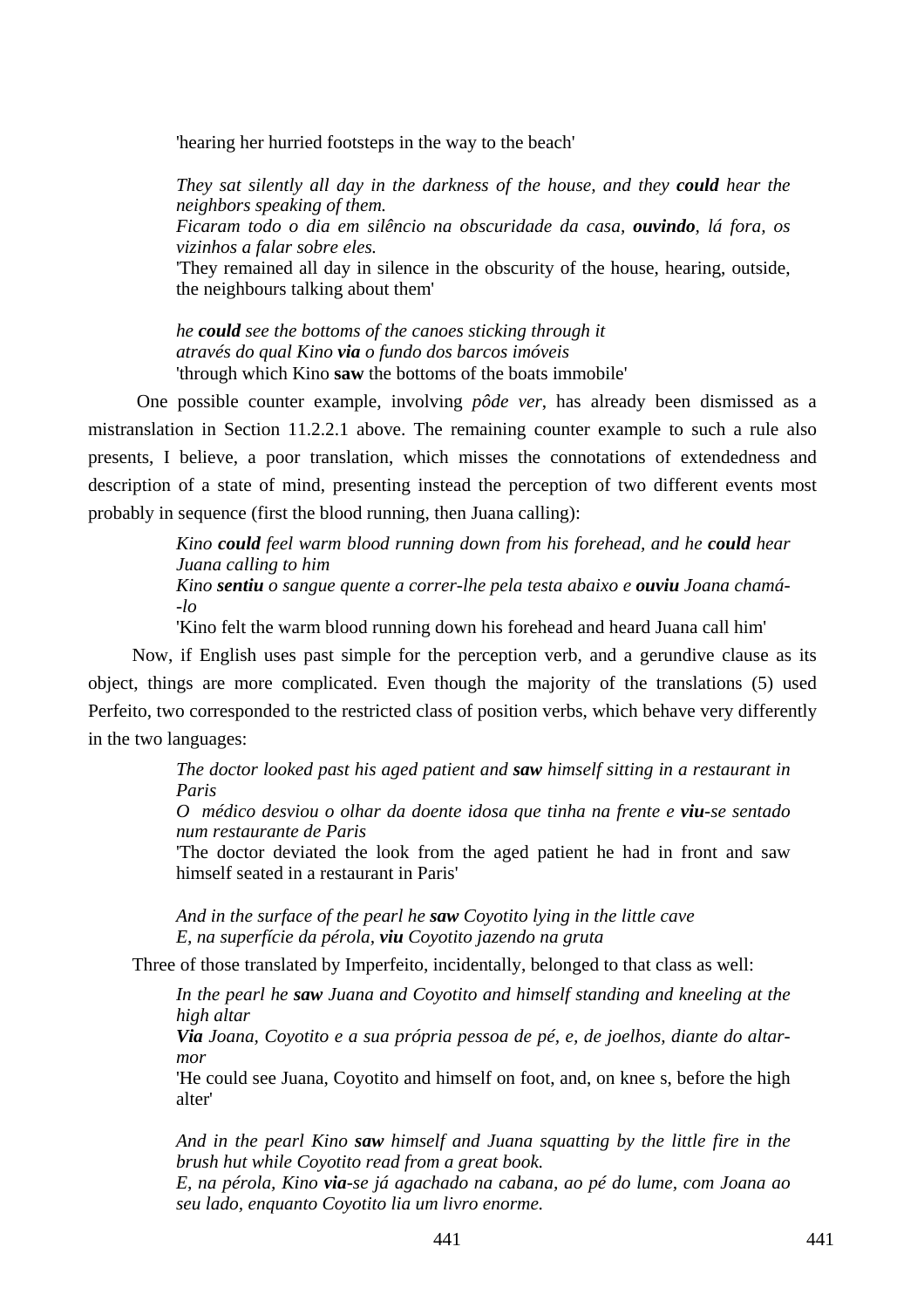'hearing her hurried footsteps in the way to the beach'

> *They sat silently all day in the darkness of the house, and they **could** hear the neighbors speaking of them.*
> *Ficaram todo o dia em silêncio na obscuridade da casa, **ouvindo**, lá fora, os vizinhos a falar sobre eles.*
> 'They remained all day in silence in the obscurity of the house, hearing, outside, the neighbours talking about them'

> *he **could** see the bottoms of the canoes sticking through it*
> *através do qual Kino **via** o fundo dos barcos imóveis*
> 'through which Kino **saw** the bottoms of the boats immobile'

One possible counter example, involving *pôde ver*, has already been dismissed as a mistranslation in Section 11.2.2.1 above. The remaining counter example to such a rule also presents, I believe, a poor translation, which misses the connotations of extendedness and description of a state of mind, presenting instead the perception of two different events most probably in sequence (first the blood running, then Juana calling):

> *Kino **could** feel warm blood running down from his forehead, and he **could** hear Juana calling to him*
> *Kino **sentiu** o sangue quente a correr-lhe pela testa abaixo e **ouviu** Joana chamá--lo*
> 'Kino felt the warm blood running down his forehead and heard Juana call him'

Now, if English uses past simple for the perception verb, and a gerundive clause as its object, things are more complicated. Even though the majority of the translations (5) used Perfeito, two corresponded to the restricted class of position verbs, which behave very differently in the two languages:

> *The doctor looked past his aged patient and **saw** himself sitting in a restaurant in Paris*
> *O médico desviou o olhar da doente idosa que tinha na frente e **viu**-se sentado num restaurante de Paris*
> 'The doctor deviated the look from the aged patient he had in front and saw himself seated in a restaurant in Paris'

> *And in the surface of the pearl he **saw** Coyotito lying in the little cave*
> *E, na superfície da pérola, **viu** Coyotito jazendo na gruta*

Three of those translated by Imperfeito, incidentally, belonged to that class as well:

> *In the pearl he **saw** Juana and Coyotito and himself standing and kneeling at the high altar*
> ***Via** Joana, Coyotito e a sua própria pessoa de pé, e, de joelhos, diante do altar-mor*
> 'He could see Juana, Coyotito and himself on foot, and, on knee s, before the high alter'

> *And in the pearl Kino **saw** himself and Juana squatting by the little fire in the brush hut while Coyotito read from a great book.*
> *E, na pérola, Kino **via**-se já agachado na cabana, ao pé do lume, com Joana ao seu lado, enquanto Coyotito lia um livro enorme.*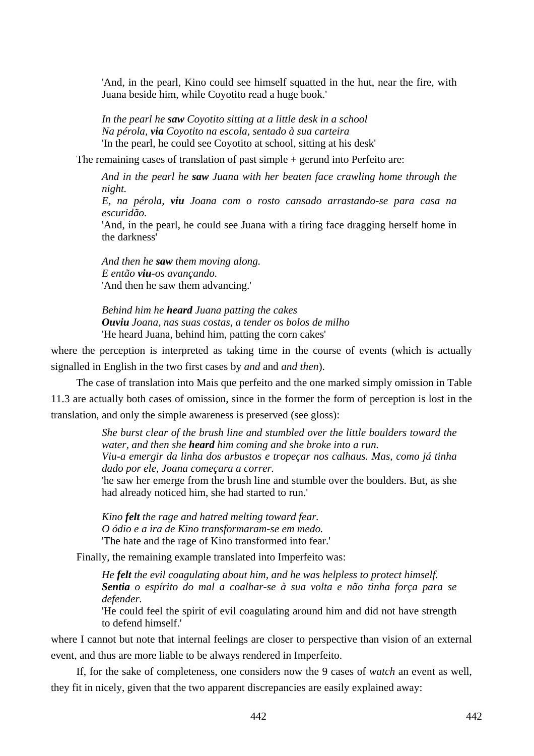'And, in the pearl, Kino could see himself squatted in the hut, near the fire, with Juana beside him, while Coyotito read a huge book.'

*In the pearl he **saw** Coyotito sitting at a little desk in a school*
*Na pérola, **via** Coyotito na escola, sentado à sua carteira*
'In the pearl, he could see Coyotito at school, sitting at his desk'

The remaining cases of translation of past simple + gerund into Perfeito are:

*And in the pearl he **saw** Juana with her beaten face crawling home through the night.*
*E, na pérola, **viu** Joana com o rosto cansado arrastando-se para casa na escuridão.*
'And, in the pearl, he could see Juana with a tiring face dragging herself home in the darkness'

*And then he **saw** them moving along.*
*E então **viu**-os avançando.*
'And then he saw them advancing.'

*Behind him he **heard** Juana patting the cakes*
***Ouviu** Joana, nas suas costas, a tender os bolos de milho*
'He heard Juana, behind him, patting the corn cakes'

where the perception is interpreted as taking time in the course of events (which is actually signalled in English in the two first cases by *and* and *and then*).

The case of translation into Mais que perfeito and the one marked simply omission in Table 11.3 are actually both cases of omission, since in the former the form of perception is lost in the translation, and only the simple awareness is preserved (see gloss):

*She burst clear of the brush line and stumbled over the little boulders toward the water, and then she **heard** him coming and she broke into a run.*
*Viu-a emergir da linha dos arbustos e tropeçar nos calhaus. Mas, como já tinha dado por ele, Joana começara a correr.*
'he saw her emerge from the brush line and stumble over the boulders. But, as she had already noticed him, she had started to run.'

*Kino **felt** the rage and hatred melting toward fear.*
*O ódio e a ira de Kino transformaram-se em medo.*
'The hate and the rage of Kino transformed into fear.'

Finally, the remaining example translated into Imperfeito was:

*He **felt** the evil coagulating about him, and he was helpless to protect himself.*
***Sentia** o espírito do mal a coalhar-se à sua volta e não tinha força para se defender.*
'He could feel the spirit of evil coagulating around him and did not have strength to defend himself.'

where I cannot but note that internal feelings are closer to perspective than vision of an external event, and thus are more liable to be always rendered in Imperfeito.

If, for the sake of completeness, one considers now the 9 cases of *watch* an event as well, they fit in nicely, given that the two apparent discrepancies are easily explained away: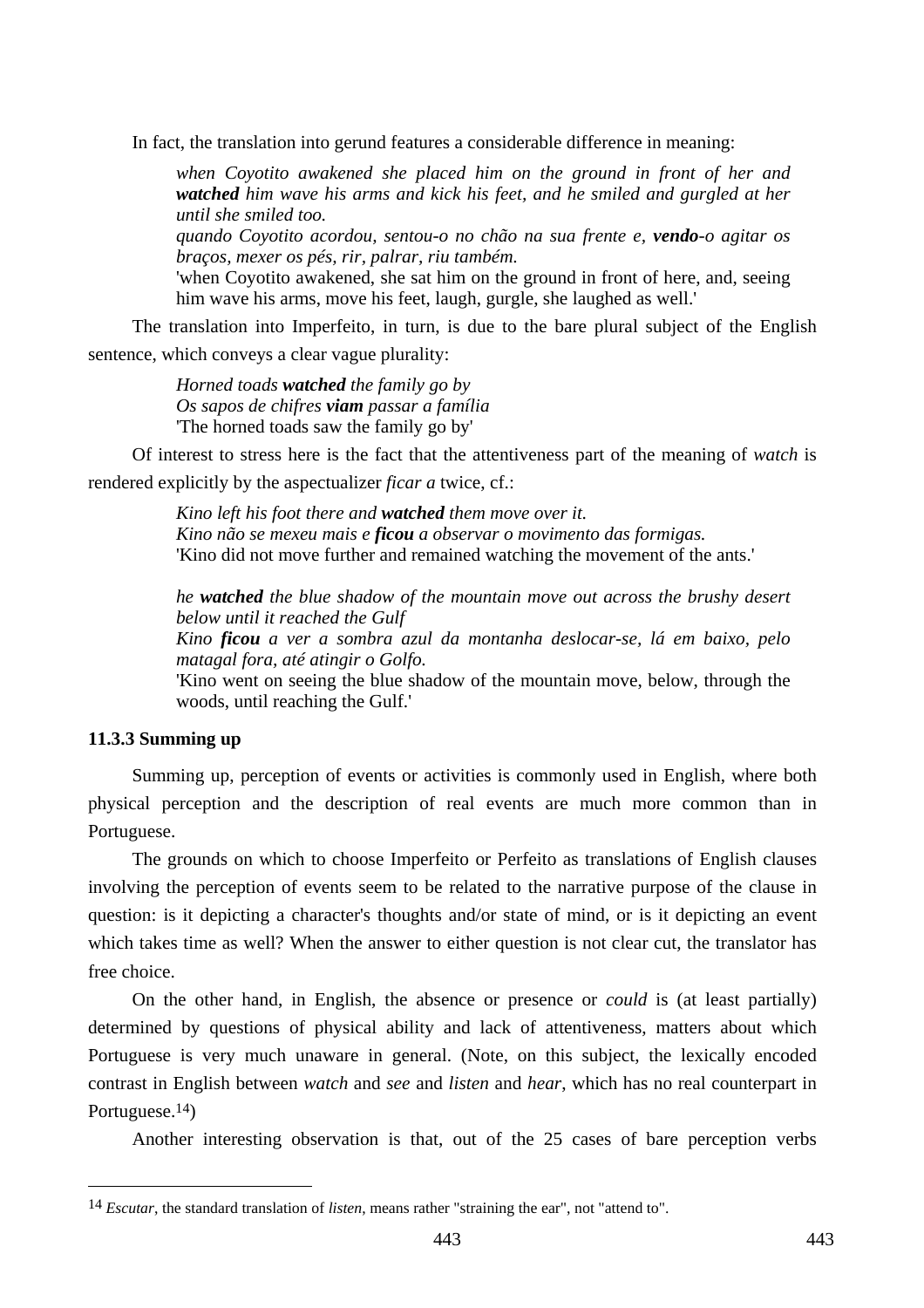In fact, the translation into gerund features a considerable difference in meaning:

> *when Coyotito awakened she placed him on the ground in front of her and **watched** him wave his arms and kick his feet, and he smiled and gurgled at her until she smiled too.*
> *quando Coyotito acordou, sentou-o no chão na sua frente e, **vendo**-o agitar os braços, mexer os pés, rir, palrar, riu também.*
> 'when Coyotito awakened, she sat him on the ground in front of here, and, seeing him wave his arms, move his feet, laugh, gurgle, she laughed as well.'

The translation into Imperfeito, in turn, is due to the bare plural subject of the English sentence, which conveys a clear vague plurality:

> *Horned toads **watched** the family go by*
> *Os sapos de chifres **viam** passar a família*
> 'The horned toads saw the family go by'

Of interest to stress here is the fact that the attentiveness part of the meaning of *watch* is rendered explicitly by the aspectualizer *ficar a* twice, cf.:

> *Kino left his foot there and **watched** them move over it.*
> *Kino não se mexeu mais e **ficou** a observar o movimento das formigas.*
> 'Kino did not move further and remained watching the movement of the ants.'
>
> *he **watched** the blue shadow of the mountain move out across the brushy desert below until it reached the Gulf*
> *Kino **ficou** a ver a sombra azul da montanha deslocar-se, lá em baixo, pelo matagal fora, até atingir o Golfo.*
> 'Kino went on seeing the blue shadow of the mountain move, below, through the woods, until reaching the Gulf.'

### 11.3.3 Summing up

Summing up, perception of events or activities is commonly used in English, where both physical perception and the description of real events are much more common than in Portuguese.

The grounds on which to choose Imperfeito or Perfeito as translations of English clauses involving the perception of events seem to be related to the narrative purpose of the clause in question: is it depicting a character's thoughts and/or state of mind, or is it depicting an event which takes time as well? When the answer to either question is not clear cut, the translator has free choice.

On the other hand, in English, the absence or presence or *could* is (at least partially) determined by questions of physical ability and lack of attentiveness, matters about which Portuguese is very much unaware in general. (Note, on this subject, the lexically encoded contrast in English between *watch* and *see* and *listen* and *hear*, which has no real counterpart in Portuguese.[14])

Another interesting observation is that, out of the 25 cases of bare perception verbs

---

[14] *Escutar*, the standard translation of *listen*, means rather "straining the ear", not "attend to".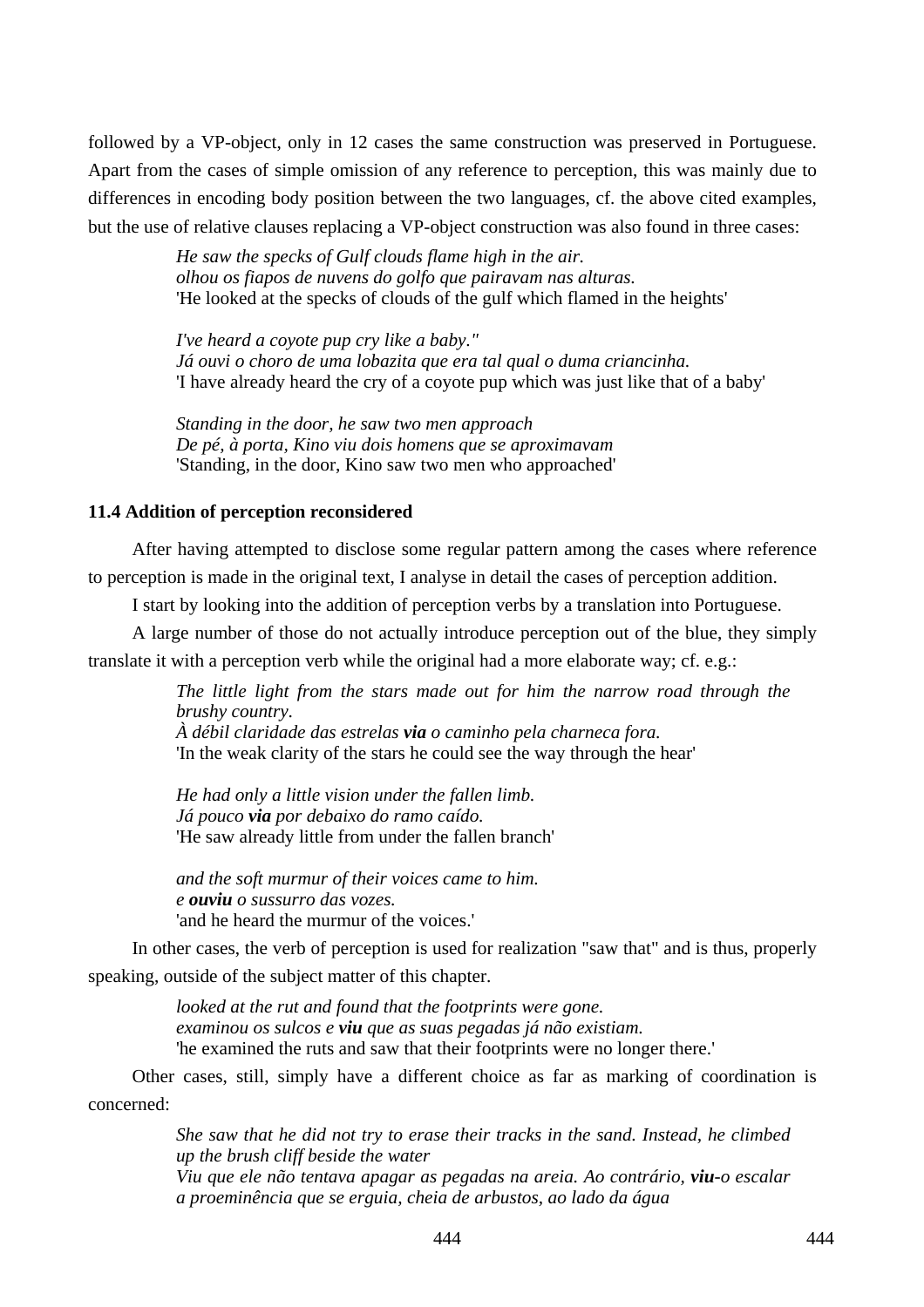followed by a VP-object, only in 12 cases the same construction was preserved in Portuguese. Apart from the cases of simple omission of any reference to perception, this was mainly due to differences in encoding body position between the two languages, cf. the above cited examples, but the use of relative clauses replacing a VP-object construction was also found in three cases:

> *He saw the specks of Gulf clouds flame high in the air.*
> *olhou os fiapos de nuvens do golfo que pairavam nas alturas.*
> 'He looked at the specks of clouds of the gulf which flamed in the heights'
>
> *I've heard a coyote pup cry like a baby."*
> *Já ouvi o choro de uma lobazita que era tal qual o duma criancinha.*
> 'I have already heard the cry of a coyote pup which was just like that of a baby'
>
> *Standing in the door, he saw two men approach*
> *De pé, à porta, Kino viu dois homens que se aproximavam*
> 'Standing, in the door, Kino saw two men who approached'

### 11.4 Addition of perception reconsidered

After having attempted to disclose some regular pattern among the cases where reference to perception is made in the original text, I analyse in detail the cases of perception addition.

I start by looking into the addition of perception verbs by a translation into Portuguese.

A large number of those do not actually introduce perception out of the blue, they simply translate it with a perception verb while the original had a more elaborate way; cf. e.g.:

> *The little light from the stars made out for him the narrow road through the brushy country.*
> *À débil claridade das estrelas **via** o caminho pela charneca fora.*
> 'In the weak clarity of the stars he could see the way through the hear'
>
> *He had only a little vision under the fallen limb.*
> *Já pouco **via** por debaixo do ramo caído.*
> 'He saw already little from under the fallen branch'
>
> *and the soft murmur of their voices came to him.*
> *e **ouviu** o sussurro das vozes.*
> 'and he heard the murmur of the voices.'

In other cases, the verb of perception is used for realization "saw that" and is thus, properly speaking, outside of the subject matter of this chapter.

> *looked at the rut and found that the footprints were gone.*
> *examinou os sulcos e **viu** que as suas pegadas já não existiam.*
> 'he examined the ruts and saw that their footprints were no longer there.'

Other cases, still, simply have a different choice as far as marking of coordination is concerned:

> *She saw that he did not try to erase their tracks in the sand. Instead, he climbed up the brush cliff beside the water*
> *Viu que ele não tentava apagar as pegadas na areia. Ao contrário, **viu**-o escalar a proeminência que se erguia, cheia de arbustos, ao lado da água*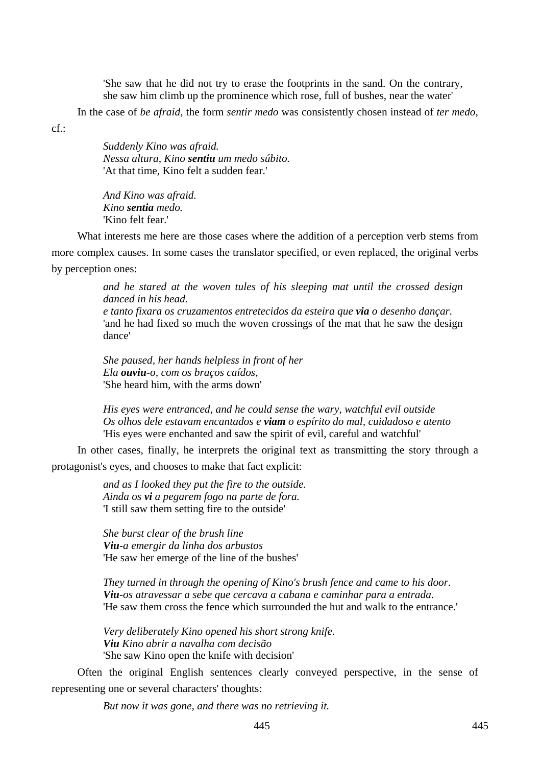'She saw that he did not try to erase the footprints in the sand. On the contrary, she saw him climb up the prominence which rose, full of bushes, near the water'

In the case of *be afraid*, the form *sentir medo* was consistently chosen instead of *ter medo*, cf.:

> *Suddenly Kino was afraid.*
> *Nessa altura, Kino **sentiu** um medo súbito.*
> 'At that time, Kino felt a sudden fear.'

> *And Kino was afraid.*
> *Kino **sentia** medo.*
> 'Kino felt fear.'

What interests me here are those cases where the addition of a perception verb stems from more complex causes. In some cases the translator specified, or even replaced, the original verbs by perception ones:

> *and he stared at the woven tules of his sleeping mat until the crossed design danced in his head.*
> *e tanto fixara os cruzamentos entretecidos da esteira que **via** o desenho dançar.*
> 'and he had fixed so much the woven crossings of the mat that he saw the design dance'

> *She paused, her hands helpless in front of her*
> *Ela **ouviu**-o, com os braços caídos,*
> 'She heard him, with the arms down'

> *His eyes were entranced, and he could sense the wary, watchful evil outside*
> *Os olhos dele estavam encantados e **viam** o espírito do mal, cuidadoso e atento*
> 'His eyes were enchanted and saw the spirit of evil, careful and watchful'

In other cases, finally, he interprets the original text as transmitting the story through a protagonist's eyes, and chooses to make that fact explicit:

> *and as I looked they put the fire to the outside.*
> *Ainda os **vi** a pegarem fogo na parte de fora.*
> 'I still saw them setting fire to the outside'

> *She burst clear of the brush line*
> ***Viu**-a emergir da linha dos arbustos*
> 'He saw her emerge of the line of the bushes'

> *They turned in through the opening of Kino's brush fence and came to his door.*
> ***Viu**-os atravessar a sebe que cercava a cabana e caminhar para a entrada.*
> 'He saw them cross the fence which surrounded the hut and walk to the entrance.'

> *Very deliberately Kino opened his short strong knife.*
> ***Viu** Kino abrir a navalha com decisão*
> 'She saw Kino open the knife with decision'

Often the original English sentences clearly conveyed perspective, in the sense of representing one or several characters' thoughts:

> *But now it was gone, and there was no retrieving it.*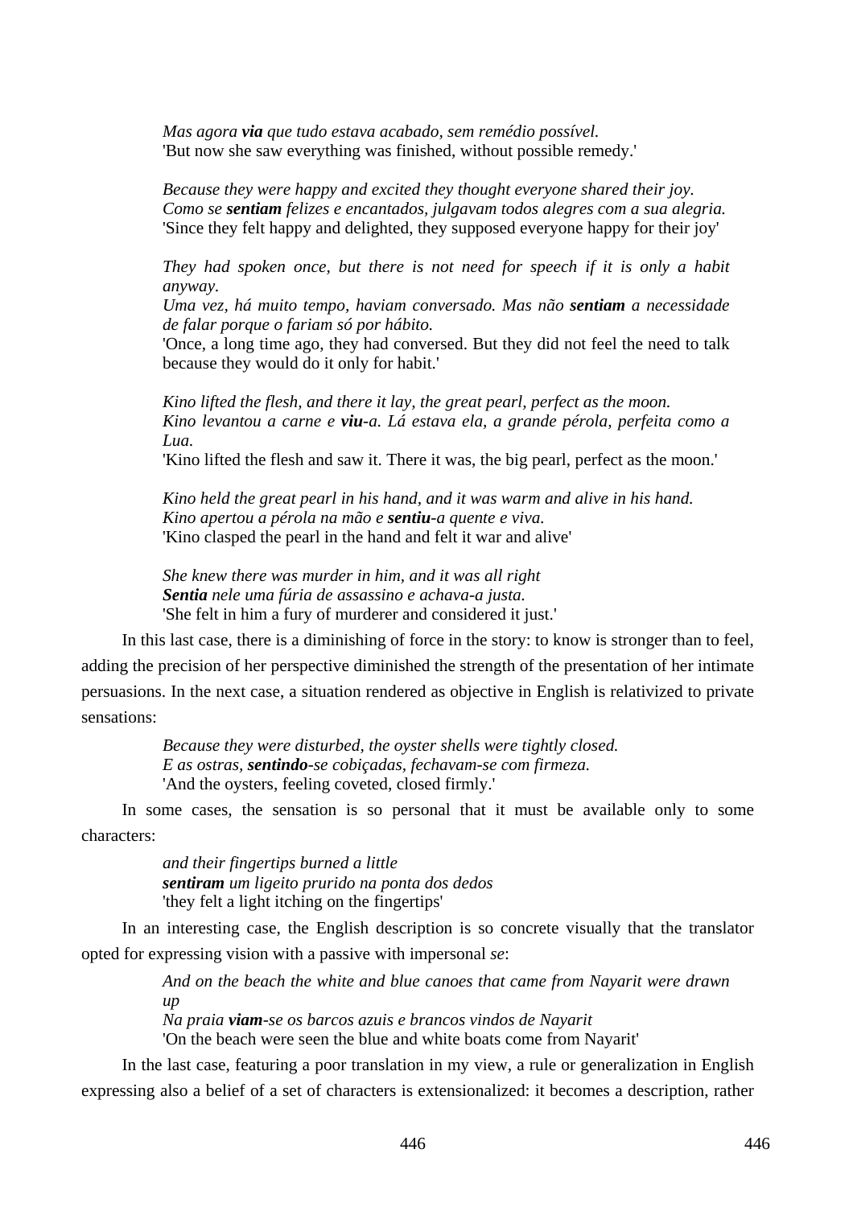> *Mas agora **via** que tudo estava acabado, sem remédio possível.*
> 'But now she saw everything was finished, without possible remedy.'

> *Because they were happy and excited they thought everyone shared their joy.*
> *Como se **sentiam** felizes e encantados, julgavam todos alegres com a sua alegria.*
> 'Since they felt happy and delighted, they supposed everyone happy for their joy'

> *They had spoken once, but there is not need for speech if it is only a habit anyway.*
> *Uma vez, há muito tempo, haviam conversado. Mas não **sentiam** a necessidade de falar porque o fariam só por hábito.*
> 'Once, a long time ago, they had conversed. But they did not feel the need to talk because they would do it only for habit.'

> *Kino lifted the flesh, and there it lay, the great pearl, perfect as the moon.*
> *Kino levantou a carne e **viu**-a. Lá estava ela, a grande pérola, perfeita como a Lua.*
> 'Kino lifted the flesh and saw it. There it was, the big pearl, perfect as the moon.'

> *Kino held the great pearl in his hand, and it was warm and alive in his hand.*
> *Kino apertou a pérola na mão e **sentiu**-a quente e viva.*
> 'Kino clasped the pearl in the hand and felt it war and alive'

> *She knew there was murder in him, and it was all right*
> ***Sentia** nele uma fúria de assassino e achava-a justa.*
> 'She felt in him a fury of murderer and considered it just.'

In this last case, there is a diminishing of force in the story: to know is stronger than to feel, adding the precision of her perspective diminished the strength of the presentation of her intimate persuasions. In the next case, a situation rendered as objective in English is relativized to private sensations:

> *Because they were disturbed, the oyster shells were tightly closed.*
> *E as ostras, **sentindo**-se cobiçadas, fechavam-se com firmeza.*
> 'And the oysters, feeling coveted, closed firmly.'

In some cases, the sensation is so personal that it must be available only to some characters:

> *and their fingertips burned a little*
> ***sentiram** um ligeiro prurido na ponta dos dedos*
> 'they felt a light itching on the fingertips'

In an interesting case, the English description is so concrete visually that the translator opted for expressing vision with a passive with impersonal *se*:

> *And on the beach the white and blue canoes that came from Nayarit were drawn up*
> *Na praia **viam**-se os barcos azuis e brancos vindos de Nayarit*
> 'On the beach were seen the blue and white boats come from Nayarit'

In the last case, featuring a poor translation in my view, a rule or generalization in English expressing also a belief of a set of characters is extensionalized: it becomes a description, rather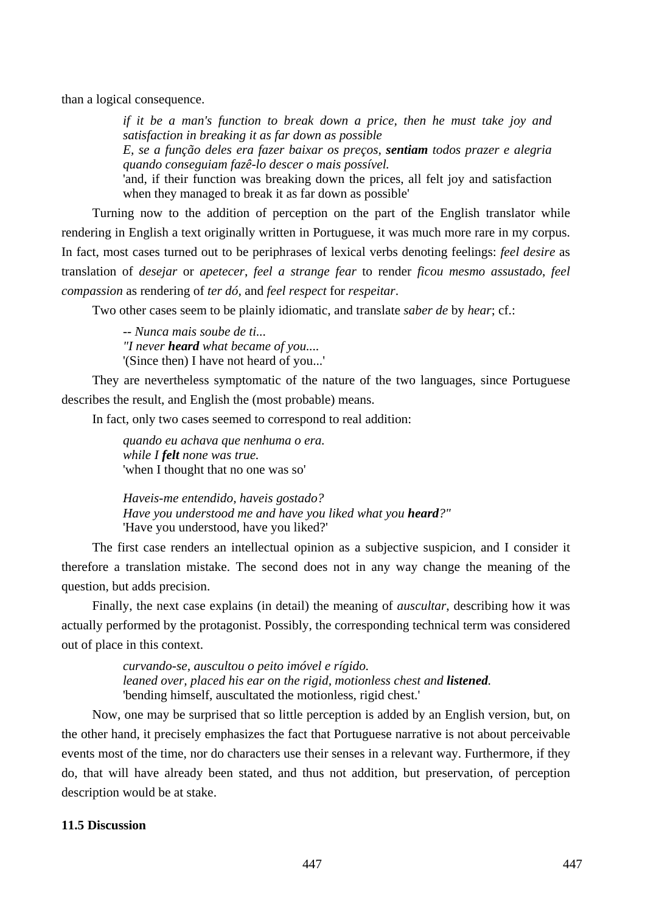than a logical consequence.

> *if it be a man's function to break down a price, then he must take joy and satisfaction in breaking it as far down as possible*
> *E, se a função deles era fazer baixar os preços, **sentiam** todos prazer e alegria quando conseguiam fazê-lo descer o mais possível.*
> 'and, if their function was breaking down the prices, all felt joy and satisfaction when they managed to break it as far down as possible'

Turning now to the addition of perception on the part of the English translator while rendering in English a text originally written in Portuguese, it was much more rare in my corpus. In fact, most cases turned out to be periphrases of lexical verbs denoting feelings: *feel desire* as translation of *desejar* or *apetecer*, *feel a strange fear* to render *ficou mesmo assustado*, *feel compassion* as rendering of *ter dó*, and *feel respect* for *respeitar*.

Two other cases seem to be plainly idiomatic, and translate *saber de* by *hear*; cf.:

> *-- Nunca mais soube de ti...*
> *"I never **heard** what became of you....*
> '(Since then) I have not heard of you...'

They are nevertheless symptomatic of the nature of the two languages, since Portuguese describes the result, and English the (most probable) means.

In fact, only two cases seemed to correspond to real addition:

> *quando eu achava que nenhuma o era.*
> *while I **felt** none was true.*
> 'when I thought that no one was so'

> *Haveis-me entendido, haveis gostado?*
> *Have you understood me and have you liked what you **heard**?"*
> 'Have you understood, have you liked?'

The first case renders an intellectual opinion as a subjective suspicion, and I consider it therefore a translation mistake. The second does not in any way change the meaning of the question, but adds precision.

Finally, the next case explains (in detail) the meaning of *auscultar*, describing how it was actually performed by the protagonist. Possibly, the corresponding technical term was considered out of place in this context.

> *curvando-se, auscultou o peito imóvel e rígido.*
> *leaned over, placed his ear on the rigid, motionless chest and **listened**.*
> 'bending himself, auscultated the motionless, rigid chest.'

Now, one may be surprised that so little perception is added by an English version, but, on the other hand, it precisely emphasizes the fact that Portuguese narrative is not about perceivable events most of the time, nor do characters use their senses in a relevant way. Furthermore, if they do, that will have already been stated, and thus not addition, but preservation, of perception description would be at stake.

### 11.5 Discussion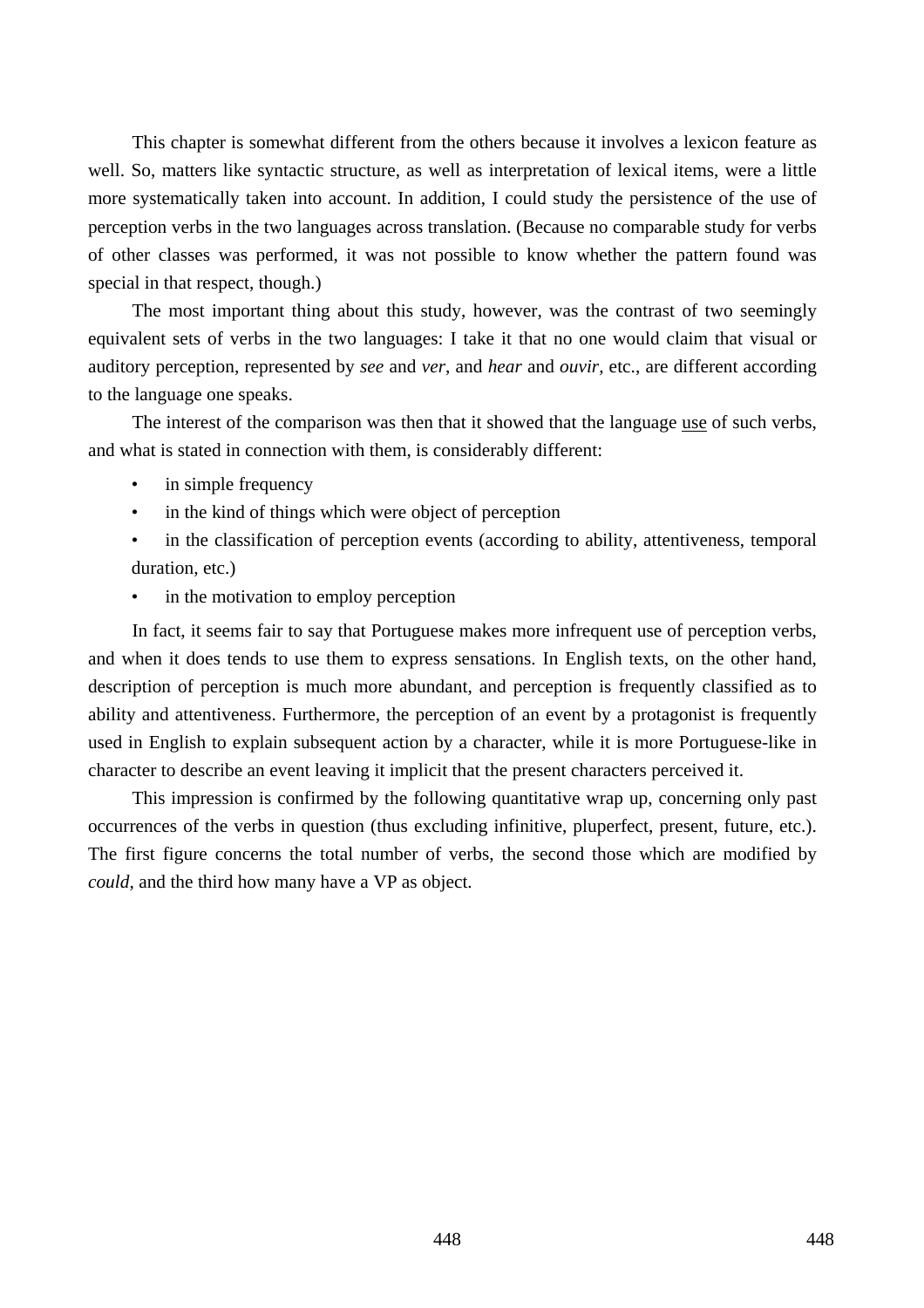This chapter is somewhat different from the others because it involves a lexicon feature as well. So, matters like syntactic structure, as well as interpretation of lexical items, were a little more systematically taken into account. In addition, I could study the persistence of the use of perception verbs in the two languages across translation. (Because no comparable study for verbs of other classes was performed, it was not possible to know whether the pattern found was special in that respect, though.)

The most important thing about this study, however, was the contrast of two seemingly equivalent sets of verbs in the two languages: I take it that no one would claim that visual or auditory perception, represented by *see* and *ver*, and *hear* and *ouvir*, etc., are different according to the language one speaks.

The interest of the comparison was then that it showed that the language <u>use</u> of such verbs, and what is stated in connection with them, is considerably different:

- in simple frequency
- in the kind of things which were object of perception
- in the classification of perception events (according to ability, attentiveness, temporal duration, etc.)
- in the motivation to employ perception

In fact, it seems fair to say that Portuguese makes more infrequent use of perception verbs, and when it does tends to use them to express sensations. In English texts, on the other hand, description of perception is much more abundant, and perception is frequently classified as to ability and attentiveness. Furthermore, the perception of an event by a protagonist is frequently used in English to explain subsequent action by a character, while it is more Portuguese-like in character to describe an event leaving it implicit that the present characters perceived it.

This impression is confirmed by the following quantitative wrap up, concerning only past occurrences of the verbs in question (thus excluding infinitive, pluperfect, present, future, etc.). The first figure concerns the total number of verbs, the second those which are modified by *could*, and the third how many have a VP as object.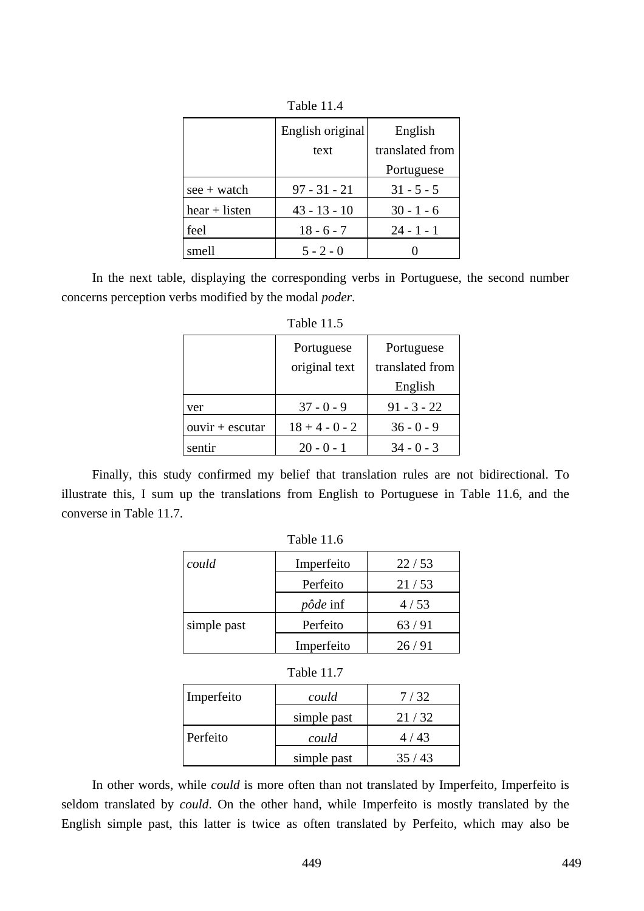Table 11.4

| | English original text | English translated from Portuguese |
|---|---|---|
| see + watch | 97 - 31 - 21 | 31 - 5 - 5 |
| hear + listen | 43 - 13 - 10 | 30 - 1 - 6 |
| feel | 18 - 6 - 7 | 24 - 1 - 1 |
| smell | 5 - 2 - 0 | 0 |

In the next table, displaying the corresponding verbs in Portuguese, the second number concerns perception verbs modified by the modal *poder*.

Table 11.5

| | Portuguese original text | Portuguese translated from English |
|---|---|---|
| ver | 37 - 0 - 9 | 91 - 3 - 22 |
| ouvir + escutar | 18 + 4 - 0 - 2 | 36 - 0 - 9 |
| sentir | 20 - 0 - 1 | 34 - 0 - 3 |

Finally, this study confirmed my belief that translation rules are not bidirectional. To illustrate this, I sum up the translations from English to Portuguese in Table 11.6, and the converse in Table 11.7.

Table 11.6

| | | |
|---|---|---|
| *could* | Imperfeito | 22 / 53 |
| | Perfeito | 21 / 53 |
| | *pôde* inf | 4 / 53 |
| simple past | Perfeito | 63 / 91 |
| | Imperfeito | 26 / 91 |

Table 11.7

| | | |
|---|---|---|
| Imperfeito | *could* | 7 / 32 |
| | simple past | 21 / 32 |
| Perfeito | *could* | 4 / 43 |
| | simple past | 35 / 43 |

In other words, while *could* is more often than not translated by Imperfeito, Imperfeito is seldom translated by *could*. On the other hand, while Imperfeito is mostly translated by the English simple past, this latter is twice as often translated by Perfeito, which may also be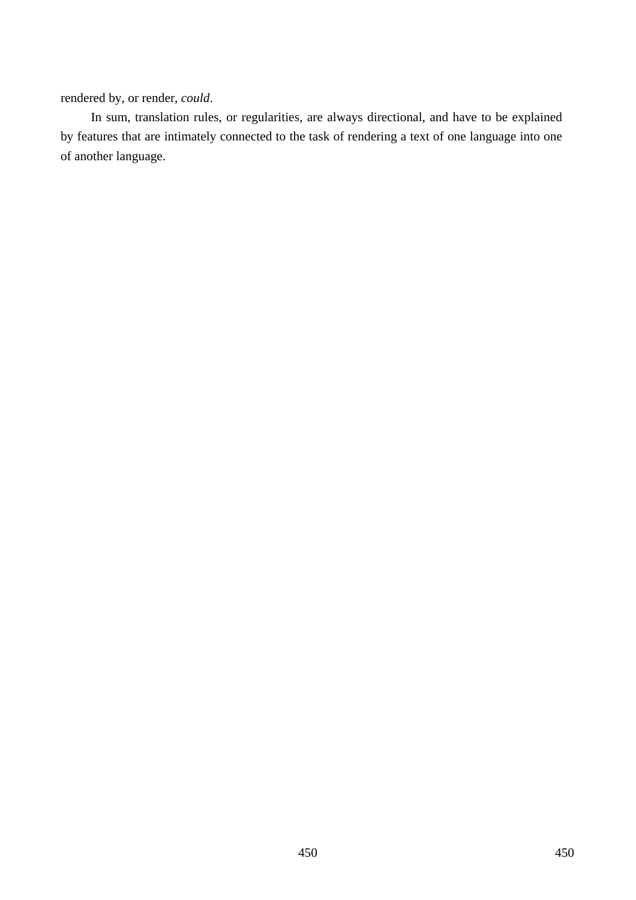rendered by, or render, *could*.

In sum, translation rules, or regularities, are always directional, and have to be explained by features that are intimately connected to the task of rendering a text of one language into one of another language.